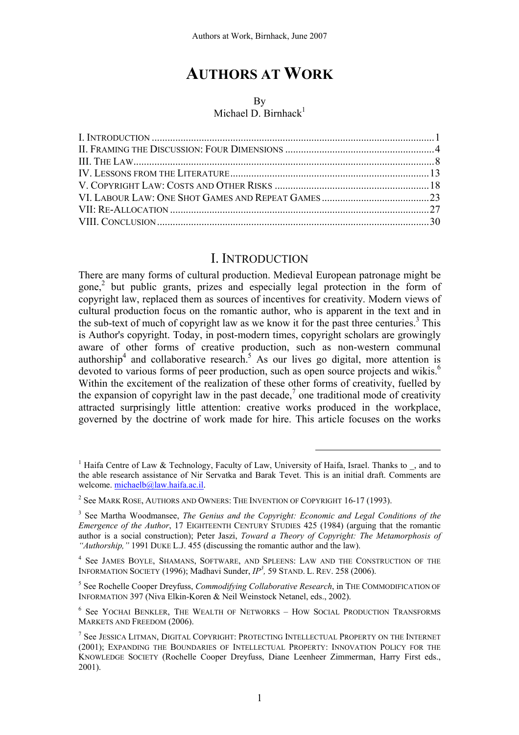# AUTHORS AT WORK

By
Michael D. Birnhack[1]

I. INTRODUCTION ..... 1
II. FRAMING THE DISCUSSION: FOUR DIMENSIONS ..... 4
III. THE LAW ..... 8
IV. LESSONS FROM THE LITERATURE ..... 13
V. COPYRIGHT LAW: COSTS AND OTHER RISKS ..... 18
VI. LABOUR LAW: ONE SHOT GAMES AND REPEAT GAMES ..... 23
VII: RE-ALLOCATION ..... 27
VIII. CONCLUSION ..... 30

## I. INTRODUCTION

There are many forms of cultural production. Medieval European patronage might be gone,[2] but public grants, prizes and especially legal protection in the form of copyright law, replaced them as sources of incentives for creativity. Modern views of cultural production focus on the romantic author, who is apparent in the text and in the sub-text of much of copyright law as we know it for the past three centuries.[3] This is Author's copyright. Today, in post-modern times, copyright scholars are growingly aware of other forms of creative production, such as non-western communal authorship[4] and collaborative research.[5] As our lives go digital, more attention is devoted to various forms of peer production, such as open source projects and wikis.[6] Within the excitement of the realization of these other forms of creativity, fuelled by the expansion of copyright law in the past decade,[7] one traditional mode of creativity attracted surprisingly little attention: creative works produced in the workplace, governed by the doctrine of work made for hire. This article focuses on the works

---

[1] Haifa Centre of Law & Technology, Faculty of Law, University of Haifa, Israel. Thanks to _, and to the able research assistance of Nir Servatka and Barak Tevet. This is an initial draft. Comments are welcome. michaelb@law.haifa.ac.il.

[2] See MARK ROSE, AUTHORS AND OWNERS: THE INVENTION OF COPYRIGHT 16-17 (1993).

[3] See Martha Woodmansee, *The Genius and the Copyright: Economic and Legal Conditions of the Emergence of the Author*, 17 EIGHTEENTH CENTURY STUDIES 425 (1984) (arguing that the romantic author is a social construction); Peter Jaszi, *Toward a Theory of Copyright: The Metamorphosis of "Authorship,"* 1991 DUKE L.J. 455 (discussing the romantic author and the law).

[4] See JAMES BOYLE, SHAMANS, SOFTWARE, AND SPLEENS: LAW AND THE CONSTRUCTION OF THE INFORMATION SOCIETY (1996); Madhavi Sunder, *$IP^3$*, 59 STAND. L. REV. 258 (2006).

[5] See Rochelle Cooper Dreyfuss, *Commodifying Collaborative Research*, in THE COMMODIFICATION OF INFORMATION 397 (Niva Elkin-Koren & Neil Weinstock Netanel, eds., 2002).

[6] See YOCHAI BENKLER, THE WEALTH OF NETWORKS – HOW SOCIAL PRODUCTION TRANSFORMS MARKETS AND FREEDOM (2006).

[7] See JESSICA LITMAN, DIGITAL COPYRIGHT: PROTECTING INTELLECTUAL PROPERTY ON THE INTERNET (2001); EXPANDING THE BOUNDARIES OF INTELLECTUAL PROPERTY: INNOVATION POLICY FOR THE KNOWLEDGE SOCIETY (Rochelle Cooper Dreyfuss, Diane Leenheer Zimmerman, Harry First eds., 2001).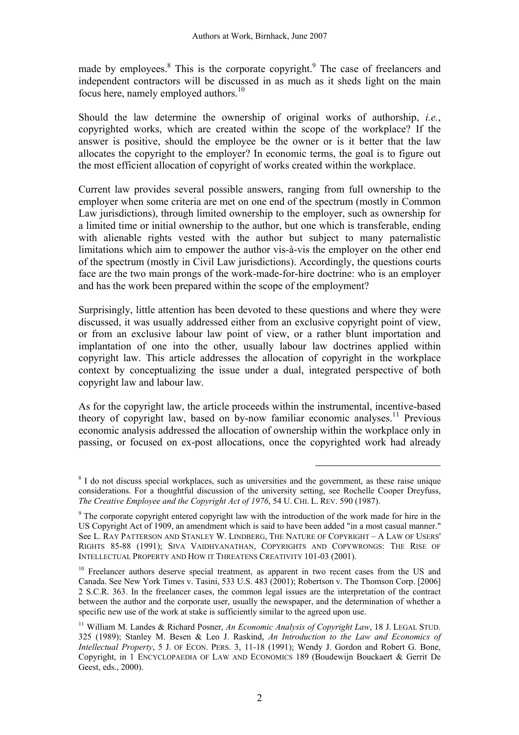made by employees.[8] This is the corporate copyright.[9] The case of freelancers and independent contractors will be discussed in as much as it sheds light on the main focus here, namely employed authors.[10]

Should the law determine the ownership of original works of authorship, *i.e.*, copyrighted works, which are created within the scope of the workplace? If the answer is positive, should the employee be the owner or is it better that the law allocates the copyright to the employer? In economic terms, the goal is to figure out the most efficient allocation of copyright of works created within the workplace.

Current law provides several possible answers, ranging from full ownership to the employer when some criteria are met on one end of the spectrum (mostly in Common Law jurisdictions), through limited ownership to the employer, such as ownership for a limited time or initial ownership to the author, but one which is transferable, ending with alienable rights vested with the author but subject to many paternalistic limitations which aim to empower the author vis-à-vis the employer on the other end of the spectrum (mostly in Civil Law jurisdictions). Accordingly, the questions courts face are the two main prongs of the work-made-for-hire doctrine: who is an employer and has the work been prepared within the scope of the employment?

Surprisingly, little attention has been devoted to these questions and where they were discussed, it was usually addressed either from an exclusive copyright point of view, or from an exclusive labour law point of view, or a rather blunt importation and implantation of one into the other, usually labour law doctrines applied within copyright law. This article addresses the allocation of copyright in the workplace context by conceptualizing the issue under a dual, integrated perspective of both copyright law and labour law.

As for the copyright law, the article proceeds within the instrumental, incentive-based theory of copyright law, based on by-now familiar economic analyses.[11] Previous economic analysis addressed the allocation of ownership within the workplace only in passing, or focused on ex-post allocations, once the copyrighted work had already

---

[8] I do not discuss special workplaces, such as universities and the government, as these raise unique considerations. For a thoughtful discussion of the university setting, see Rochelle Cooper Dreyfuss, *The Creative Employee and the Copyright Act of 1976*, 54 U. CHI. L. REV. 590 (1987).

[9] The corporate copyright entered copyright law with the introduction of the work made for hire in the US Copyright Act of 1909, an amendment which is said to have been added "in a most casual manner." See L. RAY PATTERSON AND STANLEY W. LINDBERG, THE NATURE OF COPYRIGHT – A LAW OF USERS' RIGHTS 85-88 (1991); SIVA VAIDHYANATHAN, COPYRIGHTS AND COPYWRONGS: THE RISE OF INTELLECTUAL PROPERTY AND HOW IT THREATENS CREATIVITY 101-03 (2001).

[10] Freelancer authors deserve special treatment, as apparent in two recent cases from the US and Canada. See New York Times v. Tasini, 533 U.S. 483 (2001); Robertson v. The Thomson Corp. [2006] 2 S.C.R. 363. In the freelancer cases, the common legal issues are the interpretation of the contract between the author and the corporate user, usually the newspaper, and the determination of whether a specific new use of the work at stake is sufficiently similar to the agreed upon use.

[11] William M. Landes & Richard Posner, *An Economic Analysis of Copyright Law*, 18 J. LEGAL STUD. 325 (1989); Stanley M. Besen & Leo J. Raskind, *An Introduction to the Law and Economics of Intellectual Property*, 5 J. OF ECON. PERS. 3, 11-18 (1991); Wendy J. Gordon and Robert G. Bone, Copyright, in 1 ENCYCLOPAEDIA OF LAW AND ECONOMICS 189 (Boudewijn Bouckaert & Gerrit De Geest, eds., 2000).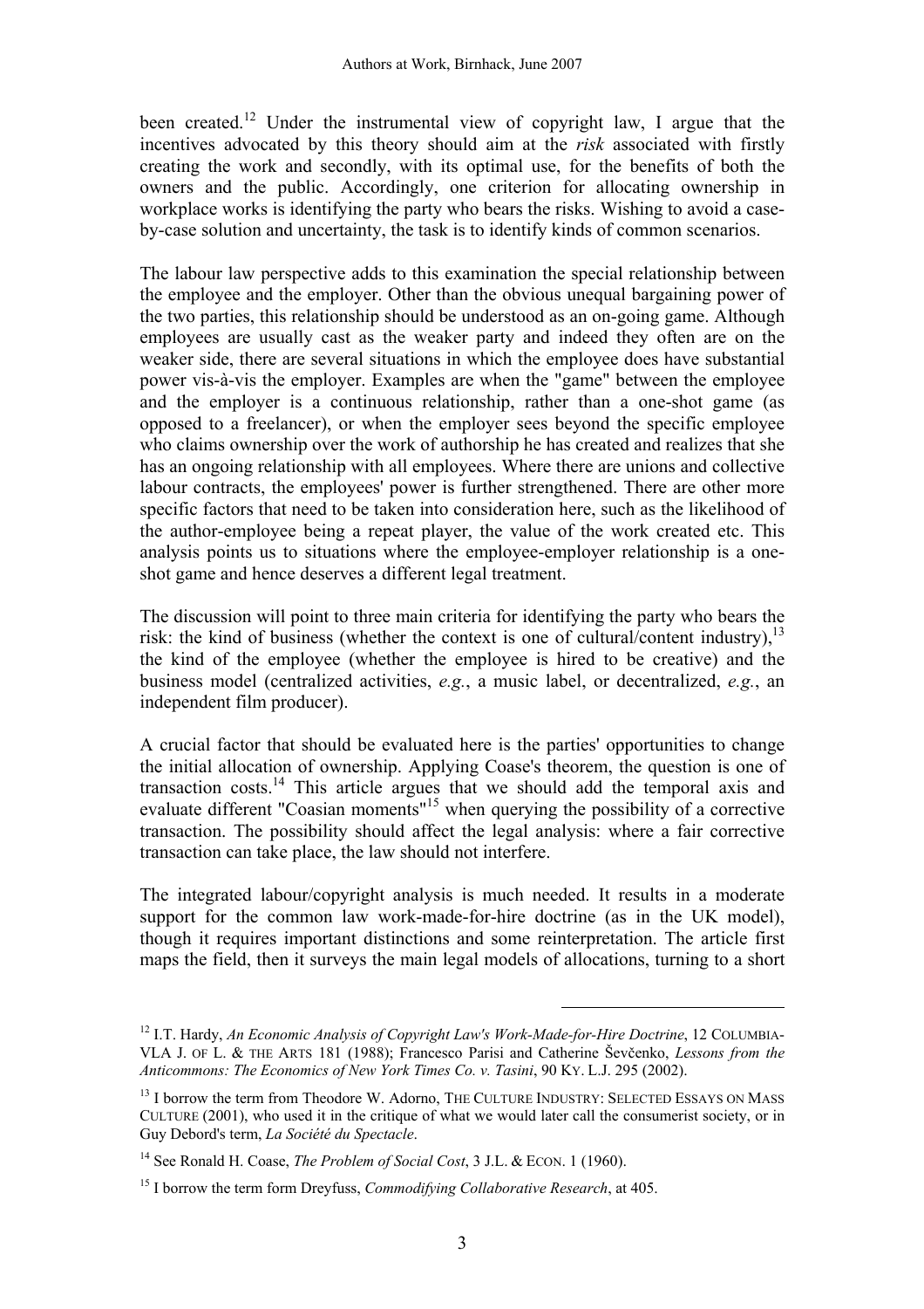been created.[12] Under the instrumental view of copyright law, I argue that the incentives advocated by this theory should aim at the *risk* associated with firstly creating the work and secondly, with its optimal use, for the benefits of both the owners and the public. Accordingly, one criterion for allocating ownership in workplace works is identifying the party who bears the risks. Wishing to avoid a case-by-case solution and uncertainty, the task is to identify kinds of common scenarios.

The labour law perspective adds to this examination the special relationship between the employee and the employer. Other than the obvious unequal bargaining power of the two parties, this relationship should be understood as an on-going game. Although employees are usually cast as the weaker party and indeed they often are on the weaker side, there are several situations in which the employee does have substantial power vis-à-vis the employer. Examples are when the "game" between the employee and the employer is a continuous relationship, rather than a one-shot game (as opposed to a freelancer), or when the employer sees beyond the specific employee who claims ownership over the work of authorship he has created and realizes that she has an ongoing relationship with all employees. Where there are unions and collective labour contracts, the employees' power is further strengthened. There are other more specific factors that need to be taken into consideration here, such as the likelihood of the author-employee being a repeat player, the value of the work created etc. This analysis points us to situations where the employee-employer relationship is a one-shot game and hence deserves a different legal treatment.

The discussion will point to three main criteria for identifying the party who bears the risk: the kind of business (whether the context is one of cultural/content industry),[13] the kind of the employee (whether the employee is hired to be creative) and the business model (centralized activities, *e.g.*, a music label, or decentralized, *e.g.*, an independent film producer).

A crucial factor that should be evaluated here is the parties' opportunities to change the initial allocation of ownership. Applying Coase's theorem, the question is one of transaction costs.[14] This article argues that we should add the temporal axis and evaluate different "Coasian moments"[15] when querying the possibility of a corrective transaction. The possibility should affect the legal analysis: where a fair corrective transaction can take place, the law should not interfere.

The integrated labour/copyright analysis is much needed. It results in a moderate support for the common law work-made-for-hire doctrine (as in the UK model), though it requires important distinctions and some reinterpretation. The article first maps the field, then it surveys the main legal models of allocations, turning to a short

---

[12] I.T. Hardy, *An Economic Analysis of Copyright Law's Work-Made-for-Hire Doctrine*, 12 COLUMBIA-VLA J. OF L. & THE ARTS 181 (1988); Francesco Parisi and Catherine Ševčenko, *Lessons from the Anticommons: The Economics of New York Times Co. v. Tasini*, 90 KY. L.J. 295 (2002).

[13] I borrow the term from Theodore W. Adorno, THE CULTURE INDUSTRY: SELECTED ESSAYS ON MASS CULTURE (2001), who used it in the critique of what we would later call the consumerist society, or in Guy Debord's term, *La Société du Spectacle*.

[14] See Ronald H. Coase, *The Problem of Social Cost*, 3 J.L. & ECON. 1 (1960).

[15] I borrow the term form Dreyfuss, *Commodifying Collaborative Research*, at 405.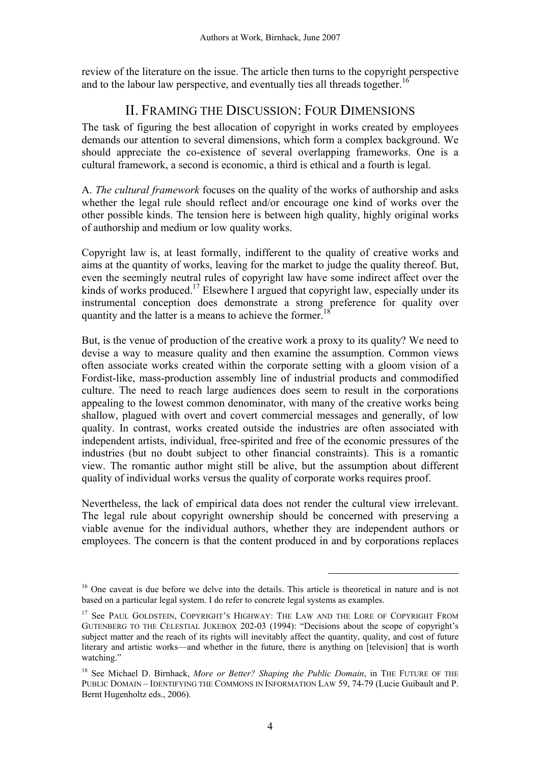review of the literature on the issue. The article then turns to the copyright perspective and to the labour law perspective, and eventually ties all threads together.[16]

## II. FRAMING THE DISCUSSION: FOUR DIMENSIONS

The task of figuring the best allocation of copyright in works created by employees demands our attention to several dimensions, which form a complex background. We should appreciate the co-existence of several overlapping frameworks. One is a cultural framework, a second is economic, a third is ethical and a fourth is legal.

A. *The cultural framework* focuses on the quality of the works of authorship and asks whether the legal rule should reflect and/or encourage one kind of works over the other possible kinds. The tension here is between high quality, highly original works of authorship and medium or low quality works.

Copyright law is, at least formally, indifferent to the quality of creative works and aims at the quantity of works, leaving for the market to judge the quality thereof. But, even the seemingly neutral rules of copyright law have some indirect affect over the kinds of works produced.[17] Elsewhere I argued that copyright law, especially under its instrumental conception does demonstrate a strong preference for quality over quantity and the latter is a means to achieve the former.[18]

But, is the venue of production of the creative work a proxy to its quality? We need to devise a way to measure quality and then examine the assumption. Common views often associate works created within the corporate setting with a gloom vision of a Fordist-like, mass-production assembly line of industrial products and commodified culture. The need to reach large audiences does seem to result in the corporations appealing to the lowest common denominator, with many of the creative works being shallow, plagued with overt and covert commercial messages and generally, of low quality. In contrast, works created outside the industries are often associated with independent artists, individual, free-spirited and free of the economic pressures of the industries (but no doubt subject to other financial constraints). This is a romantic view. The romantic author might still be alive, but the assumption about different quality of individual works versus the quality of corporate works requires proof.

Nevertheless, the lack of empirical data does not render the cultural view irrelevant. The legal rule about copyright ownership should be concerned with preserving a viable avenue for the individual authors, whether they are independent authors or employees. The concern is that the content produced in and by corporations replaces

---

[16] One caveat is due before we delve into the details. This article is theoretical in nature and is not based on a particular legal system. I do refer to concrete legal systems as examples.

[17] See PAUL GOLDSTEIN, COPYRIGHT'S HIGHWAY: THE LAW AND THE LORE OF COPYRIGHT FROM GUTENBERG TO THE CELESTIAL JUKEBOX 202-03 (1994): "Decisions about the scope of copyright's subject matter and the reach of its rights will inevitably affect the quantity, quality, and cost of future literary and artistic works—and whether in the future, there is anything on [television] that is worth watching."

[18] See Michael D. Birnhack, *More or Better? Shaping the Public Domain*, in THE FUTURE OF THE PUBLIC DOMAIN – IDENTIFYING THE COMMONS IN INFORMATION LAW 59, 74-79 (Lucie Guibault and P. Bernt Hugenholtz eds., 2006).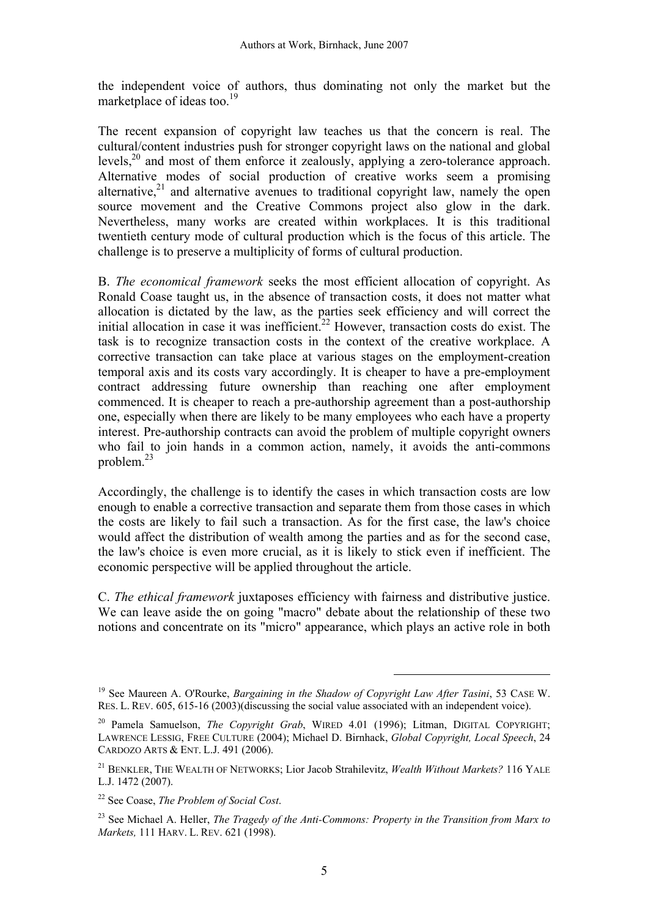the independent voice of authors, thus dominating not only the market but the marketplace of ideas too.[19]

The recent expansion of copyright law teaches us that the concern is real. The cultural/content industries push for stronger copyright laws on the national and global levels,[20] and most of them enforce it zealously, applying a zero-tolerance approach. Alternative modes of social production of creative works seem a promising alternative,[21] and alternative avenues to traditional copyright law, namely the open source movement and the Creative Commons project also glow in the dark. Nevertheless, many works are created within workplaces. It is this traditional twentieth century mode of cultural production which is the focus of this article. The challenge is to preserve a multiplicity of forms of cultural production.

B. *The economical framework* seeks the most efficient allocation of copyright. As Ronald Coase taught us, in the absence of transaction costs, it does not matter what allocation is dictated by the law, as the parties seek efficiency and will correct the initial allocation in case it was inefficient.[22] However, transaction costs do exist. The task is to recognize transaction costs in the context of the creative workplace. A corrective transaction can take place at various stages on the employment-creation temporal axis and its costs vary accordingly. It is cheaper to have a pre-employment contract addressing future ownership than reaching one after employment commenced. It is cheaper to reach a pre-authorship agreement than a post-authorship one, especially when there are likely to be many employees who each have a property interest. Pre-authorship contracts can avoid the problem of multiple copyright owners who fail to join hands in a common action, namely, it avoids the anti-commons problem.[23]

Accordingly, the challenge is to identify the cases in which transaction costs are low enough to enable a corrective transaction and separate them from those cases in which the costs are likely to fail such a transaction. As for the first case, the law's choice would affect the distribution of wealth among the parties and as for the second case, the law's choice is even more crucial, as it is likely to stick even if inefficient. The economic perspective will be applied throughout the article.

C. *The ethical framework* juxtaposes efficiency with fairness and distributive justice. We can leave aside the on going "macro" debate about the relationship of these two notions and concentrate on its "micro" appearance, which plays an active role in both

---

[19] See Maureen A. O'Rourke, *Bargaining in the Shadow of Copyright Law After Tasini*, 53 CASE W. RES. L. REV. 605, 615-16 (2003)(discussing the social value associated with an independent voice).

[20] Pamela Samuelson, *The Copyright Grab*, WIRED 4.01 (1996); Litman, DIGITAL COPYRIGHT; LAWRENCE LESSIG, FREE CULTURE (2004); Michael D. Birnhack, *Global Copyright, Local Speech*, 24 CARDOZO ARTS & ENT. L.J. 491 (2006).

[21] BENKLER, THE WEALTH OF NETWORKS; Lior Jacob Strahilevitz, *Wealth Without Markets?* 116 YALE L.J. 1472 (2007).

[22] See Coase, *The Problem of Social Cost*.

[23] See Michael A. Heller, *The Tragedy of the Anti-Commons: Property in the Transition from Marx to Markets,* 111 HARV. L. REV. 621 (1998).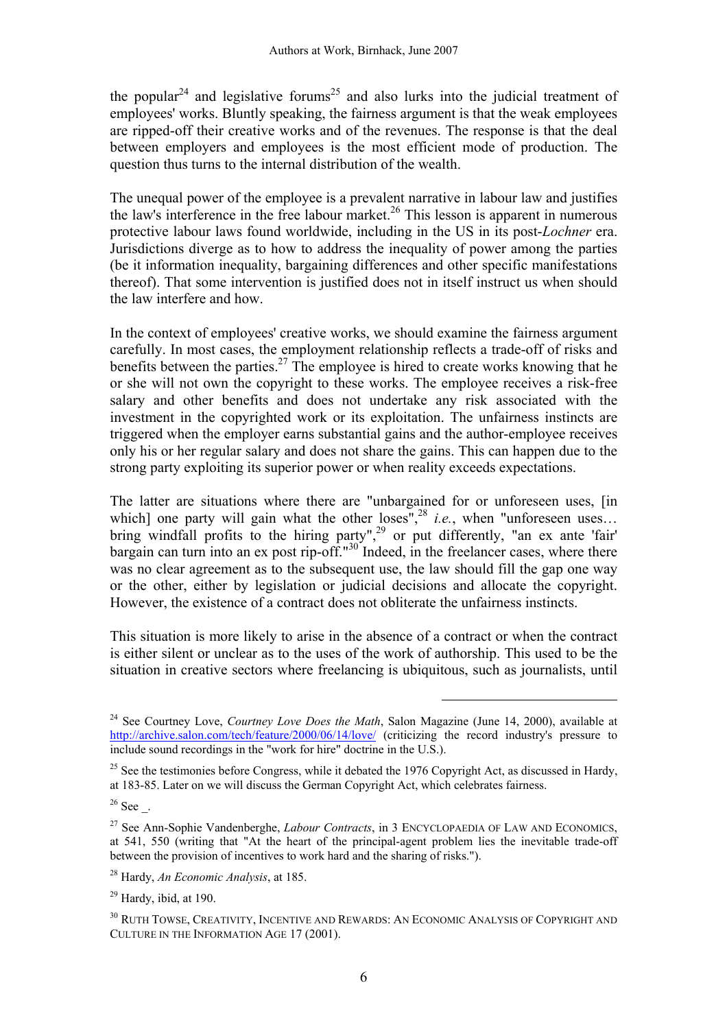the popular[24] and legislative forums[25] and also lurks into the judicial treatment of employees' works. Bluntly speaking, the fairness argument is that the weak employees are ripped-off their creative works and of the revenues. The response is that the deal between employers and employees is the most efficient mode of production. The question thus turns to the internal distribution of the wealth.

The unequal power of the employee is a prevalent narrative in labour law and justifies the law's interference in the free labour market.[26] This lesson is apparent in numerous protective labour laws found worldwide, including in the US in its post-*Lochner* era. Jurisdictions diverge as to how to address the inequality of power among the parties (be it information inequality, bargaining differences and other specific manifestations thereof). That some intervention is justified does not in itself instruct us when should the law interfere and how.

In the context of employees' creative works, we should examine the fairness argument carefully. In most cases, the employment relationship reflects a trade-off of risks and benefits between the parties.[27] The employee is hired to create works knowing that he or she will not own the copyright to these works. The employee receives a risk-free salary and other benefits and does not undertake any risk associated with the investment in the copyrighted work or its exploitation. The unfairness instincts are triggered when the employer earns substantial gains and the author-employee receives only his or her regular salary and does not share the gains. This can happen due to the strong party exploiting its superior power or when reality exceeds expectations.

The latter are situations where there are "unbargained for or unforeseen uses, [in which] one party will gain what the other loses",[28] *i.e.*, when "unforeseen uses… bring windfall profits to the hiring party",[29] or put differently, "an ex ante 'fair' bargain can turn into an ex post rip-off."[30] Indeed, in the freelancer cases, where there was no clear agreement as to the subsequent use, the law should fill the gap one way or the other, either by legislation or judicial decisions and allocate the copyright. However, the existence of a contract does not obliterate the unfairness instincts.

This situation is more likely to arise in the absence of a contract or when the contract is either silent or unclear as to the uses of the work of authorship. This used to be the situation in creative sectors where freelancing is ubiquitous, such as journalists, until

---

[24] See Courtney Love, *Courtney Love Does the Math*, Salon Magazine (June 14, 2000), available at http://archive.salon.com/tech/feature/2000/06/14/love/ (criticizing the record industry's pressure to include sound recordings in the "work for hire" doctrine in the U.S.).

[25] See the testimonies before Congress, while it debated the 1976 Copyright Act, as discussed in Hardy, at 183-85. Later on we will discuss the German Copyright Act, which celebrates fairness.

[26] See _.

[27] See Ann-Sophie Vandenberghe, *Labour Contracts*, in 3 ENCYCLOPAEDIA OF LAW AND ECONOMICS, at 541, 550 (writing that "At the heart of the principal-agent problem lies the inevitable trade-off between the provision of incentives to work hard and the sharing of risks.").

[28] Hardy, *An Economic Analysis*, at 185.

[29] Hardy, ibid, at 190.

[30] RUTH TOWSE, CREATIVITY, INCENTIVE AND REWARDS: AN ECONOMIC ANALYSIS OF COPYRIGHT AND CULTURE IN THE INFORMATION AGE 17 (2001).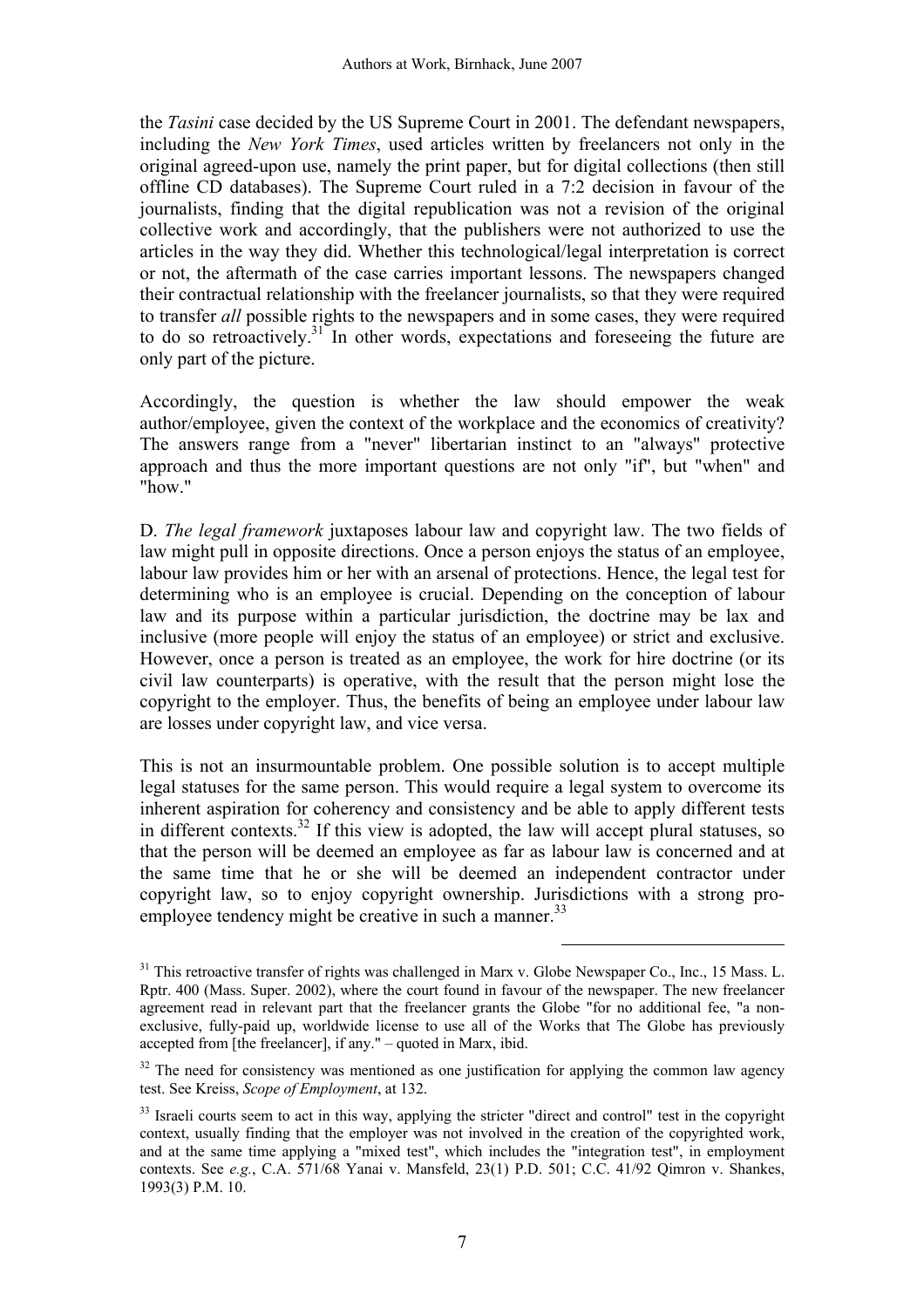the *Tasini* case decided by the US Supreme Court in 2001. The defendant newspapers, including the *New York Times*, used articles written by freelancers not only in the original agreed-upon use, namely the print paper, but for digital collections (then still offline CD databases). The Supreme Court ruled in a 7:2 decision in favour of the journalists, finding that the digital republication was not a revision of the original collective work and accordingly, that the publishers were not authorized to use the articles in the way they did. Whether this technological/legal interpretation is correct or not, the aftermath of the case carries important lessons. The newspapers changed their contractual relationship with the freelancer journalists, so that they were required to transfer *all* possible rights to the newspapers and in some cases, they were required to do so retroactively.[31] In other words, expectations and foreseeing the future are only part of the picture.

Accordingly, the question is whether the law should empower the weak author/employee, given the context of the workplace and the economics of creativity? The answers range from a "never" libertarian instinct to an "always" protective approach and thus the more important questions are not only "if", but "when" and "how."

D. *The legal framework* juxtaposes labour law and copyright law. The two fields of law might pull in opposite directions. Once a person enjoys the status of an employee, labour law provides him or her with an arsenal of protections. Hence, the legal test for determining who is an employee is crucial. Depending on the conception of labour law and its purpose within a particular jurisdiction, the doctrine may be lax and inclusive (more people will enjoy the status of an employee) or strict and exclusive. However, once a person is treated as an employee, the work for hire doctrine (or its civil law counterparts) is operative, with the result that the person might lose the copyright to the employer. Thus, the benefits of being an employee under labour law are losses under copyright law, and vice versa.

This is not an insurmountable problem. One possible solution is to accept multiple legal statuses for the same person. This would require a legal system to overcome its inherent aspiration for coherency and consistency and be able to apply different tests in different contexts.[32] If this view is adopted, the law will accept plural statuses, so that the person will be deemed an employee as far as labour law is concerned and at the same time that he or she will be deemed an independent contractor under copyright law, so to enjoy copyright ownership. Jurisdictions with a strong pro-employee tendency might be creative in such a manner.[33]

---

[31] This retroactive transfer of rights was challenged in Marx v. Globe Newspaper Co., Inc., 15 Mass. L. Rptr. 400 (Mass. Super. 2002), where the court found in favour of the newspaper. The new freelancer agreement read in relevant part that the freelancer grants the Globe "for no additional fee, "a non-exclusive, fully-paid up, worldwide license to use all of the Works that The Globe has previously accepted from [the freelancer], if any." – quoted in Marx, ibid.

[32] The need for consistency was mentioned as one justification for applying the common law agency test. See Kreiss, *Scope of Employment*, at 132.

[33] Israeli courts seem to act in this way, applying the stricter "direct and control" test in the copyright context, usually finding that the employer was not involved in the creation of the copyrighted work, and at the same time applying a "mixed test", which includes the "integration test", in employment contexts. See *e.g.*, C.A. 571/68 Yanai v. Mansfeld, 23(1) P.D. 501; C.C. 41/92 Qimron v. Shankes, 1993(3) P.M. 10.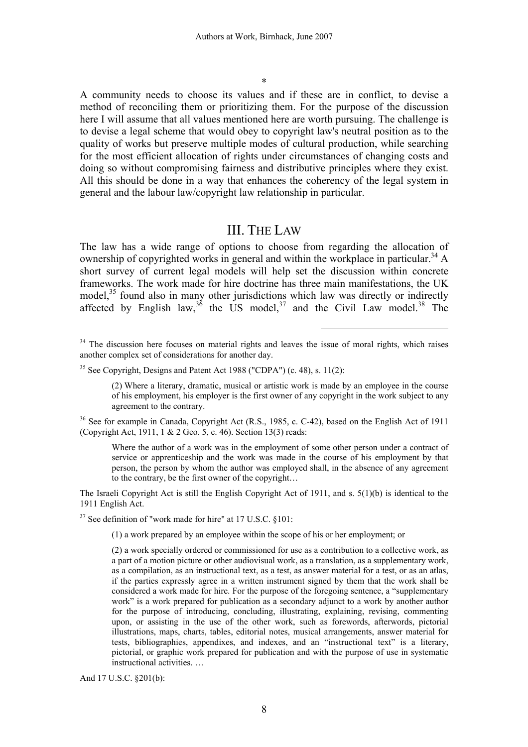\*

A community needs to choose its values and if these are in conflict, to devise a method of reconciling them or prioritizing them. For the purpose of the discussion here I will assume that all values mentioned here are worth pursuing. The challenge is to devise a legal scheme that would obey to copyright law's neutral position as to the quality of works but preserve multiple modes of cultural production, while searching for the most efficient allocation of rights under circumstances of changing costs and doing so without compromising fairness and distributive principles where they exist. All this should be done in a way that enhances the coherency of the legal system in general and the labour law/copyright law relationship in particular.

## III. THE LAW

The law has a wide range of options to choose from regarding the allocation of ownership of copyrighted works in general and within the workplace in particular.[34] A short survey of current legal models will help set the discussion within concrete frameworks. The work made for hire doctrine has three main manifestations, the UK model,[35] found also in many other jurisdictions which law was directly or indirectly affected by English law,[36] the US model,[37] and the Civil Law model.[38] The

---

[34] The discussion here focuses on material rights and leaves the issue of moral rights, which raises another complex set of considerations for another day.

[35] See Copyright, Designs and Patent Act 1988 ("CDPA") (c. 48), s. 11(2):

> (2) Where a literary, dramatic, musical or artistic work is made by an employee in the course of his employment, his employer is the first owner of any copyright in the work subject to any agreement to the contrary.

[36] See for example in Canada, Copyright Act (R.S., 1985, c. C-42), based on the English Act of 1911 (Copyright Act, 1911, 1 & 2 Geo. 5, c. 46). Section 13(3) reads:

> Where the author of a work was in the employment of some other person under a contract of service or apprenticeship and the work was made in the course of his employment by that person, the person by whom the author was employed shall, in the absence of any agreement to the contrary, be the first owner of the copyright…

The Israeli Copyright Act is still the English Copyright Act of 1911, and s. 5(1)(b) is identical to the 1911 English Act.

[37] See definition of "work made for hire" at 17 U.S.C. §101:

> (1) a work prepared by an employee within the scope of his or her employment; or
>
> (2) a work specially ordered or commissioned for use as a contribution to a collective work, as a part of a motion picture or other audiovisual work, as a translation, as a supplementary work, as a compilation, as an instructional text, as a test, as answer material for a test, or as an atlas, if the parties expressly agree in a written instrument signed by them that the work shall be considered a work made for hire. For the purpose of the foregoing sentence, a "supplementary work" is a work prepared for publication as a secondary adjunct to a work by another author for the purpose of introducing, concluding, illustrating, explaining, revising, commenting upon, or assisting in the use of the other work, such as forewords, afterwords, pictorial illustrations, maps, charts, tables, editorial notes, musical arrangements, answer material for tests, bibliographies, appendixes, and indexes, and an "instructional text" is a literary, pictorial, or graphic work prepared for publication and with the purpose of use in systematic instructional activities. …

And 17 U.S.C. §201(b):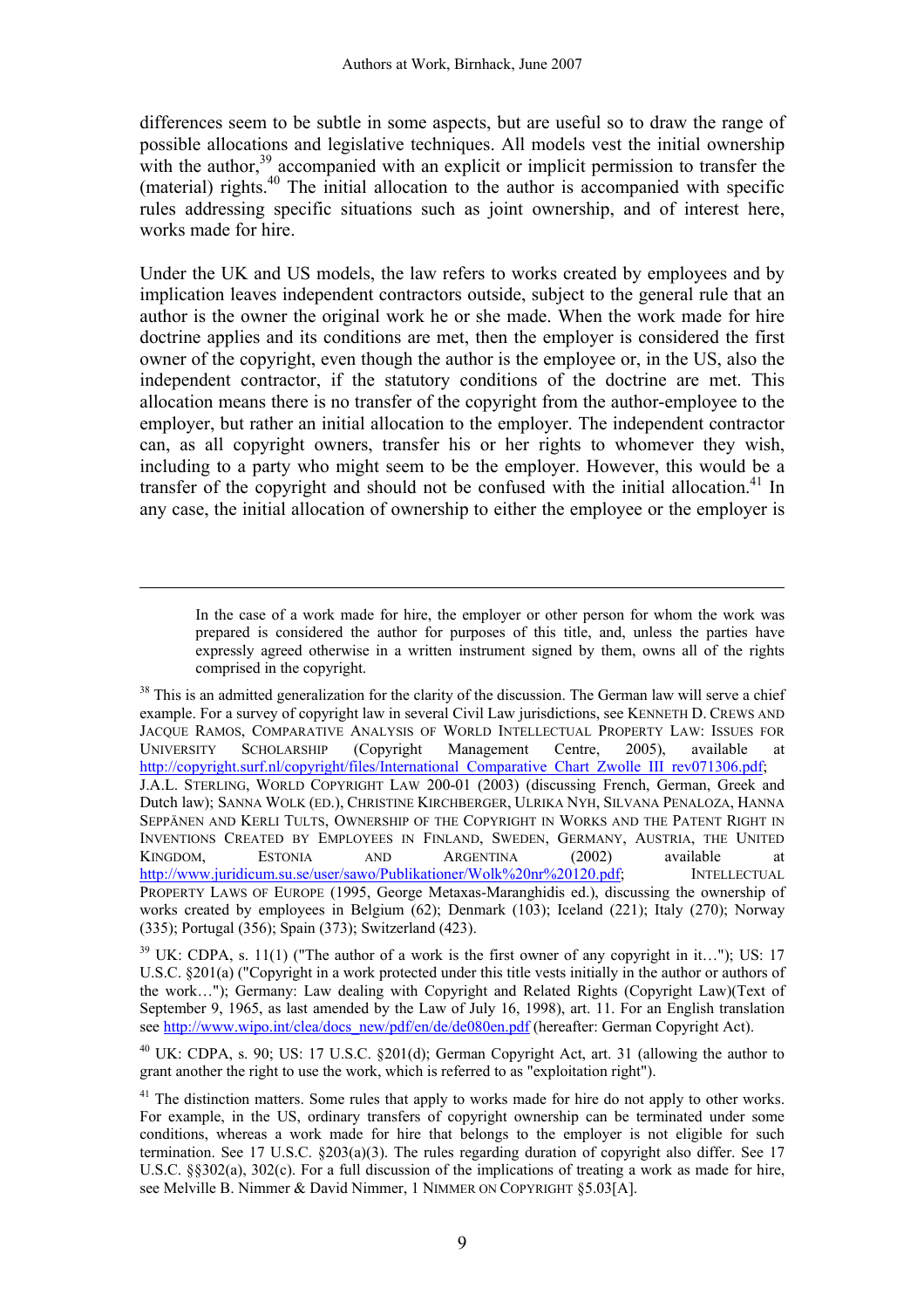differences seem to be subtle in some aspects, but are useful so to draw the range of possible allocations and legislative techniques. All models vest the initial ownership with the author,[39] accompanied with an explicit or implicit permission to transfer the (material) rights.[40] The initial allocation to the author is accompanied with specific rules addressing specific situations such as joint ownership, and of interest here, works made for hire.

Under the UK and US models, the law refers to works created by employees and by implication leaves independent contractors outside, subject to the general rule that an author is the owner the original work he or she made. When the work made for hire doctrine applies and its conditions are met, then the employer is considered the first owner of the copyright, even though the author is the employee or, in the US, also the independent contractor, if the statutory conditions of the doctrine are met. This allocation means there is no transfer of the copyright from the author-employee to the employer, but rather an initial allocation to the employer. The independent contractor can, as all copyright owners, transfer his or her rights to whomever they wish, including to a party who might seem to be the employer. However, this would be a transfer of the copyright and should not be confused with the initial allocation.[41] In any case, the initial allocation of ownership to either the employee or the employer is

---

> In the case of a work made for hire, the employer or other person for whom the work was prepared is considered the author for purposes of this title, and, unless the parties have expressly agreed otherwise in a written instrument signed by them, owns all of the rights comprised in the copyright.

[38] This is an admitted generalization for the clarity of the discussion. The German law will serve a chief example. For a survey of copyright law in several Civil Law jurisdictions, see KENNETH D. CREWS AND JACQUE RAMOS, COMPARATIVE ANALYSIS OF WORLD INTELLECTUAL PROPERTY LAW: ISSUES FOR UNIVERSITY SCHOLARSHIP (Copyright Management Centre, 2005), available at http://copyright.surf.nl/copyright/files/International_Comparative_Chart_Zwolle_III_rev071306.pdf; J.A.L. STERLING, WORLD COPYRIGHT LAW 200-01 (2003) (discussing French, German, Greek and Dutch law); SANNA WOLK (ED.), CHRISTINE KIRCHBERGER, ULRIKA NYH, SILVANA PENALOZA, HANNA SEPPÄNEN AND KERLI TULTS, OWNERSHIP OF THE COPYRIGHT IN WORKS AND THE PATENT RIGHT IN INVENTIONS CREATED BY EMPLOYEES IN FINLAND, SWEDEN, GERMANY, AUSTRIA, THE UNITED KINGDOM, ESTONIA AND ARGENTINA (2002) available at http://www.juridicum.su.se/user/sawo/Publikationer/Wolk%20nr%20120.pdf; INTELLECTUAL PROPERTY LAWS OF EUROPE (1995, George Metaxas-Maranghidis ed.), discussing the ownership of works created by employees in Belgium (62); Denmark (103); Iceland (221); Italy (270); Norway (335); Portugal (356); Spain (373); Switzerland (423).

[39] UK: CDPA, s. 11(1) ("The author of a work is the first owner of any copyright in it…"); US: 17 U.S.C. §201(a) ("Copyright in a work protected under this title vests initially in the author or authors of the work…"); Germany: Law dealing with Copyright and Related Rights (Copyright Law)(Text of September 9, 1965, as last amended by the Law of July 16, 1998), art. 11. For an English translation see http://www.wipo.int/clea/docs_new/pdf/en/de/de080en.pdf (hereafter: German Copyright Act).

[40] UK: CDPA, s. 90; US: 17 U.S.C. §201(d); German Copyright Act, art. 31 (allowing the author to grant another the right to use the work, which is referred to as "exploitation right").

[41] The distinction matters. Some rules that apply to works made for hire do not apply to other works. For example, in the US, ordinary transfers of copyright ownership can be terminated under some conditions, whereas a work made for hire that belongs to the employer is not eligible for such termination. See 17 U.S.C. §203(a)(3). The rules regarding duration of copyright also differ. See 17 U.S.C. §§302(a), 302(c). For a full discussion of the implications of treating a work as made for hire, see Melville B. Nimmer & David Nimmer, 1 NIMMER ON COPYRIGHT §5.03[A].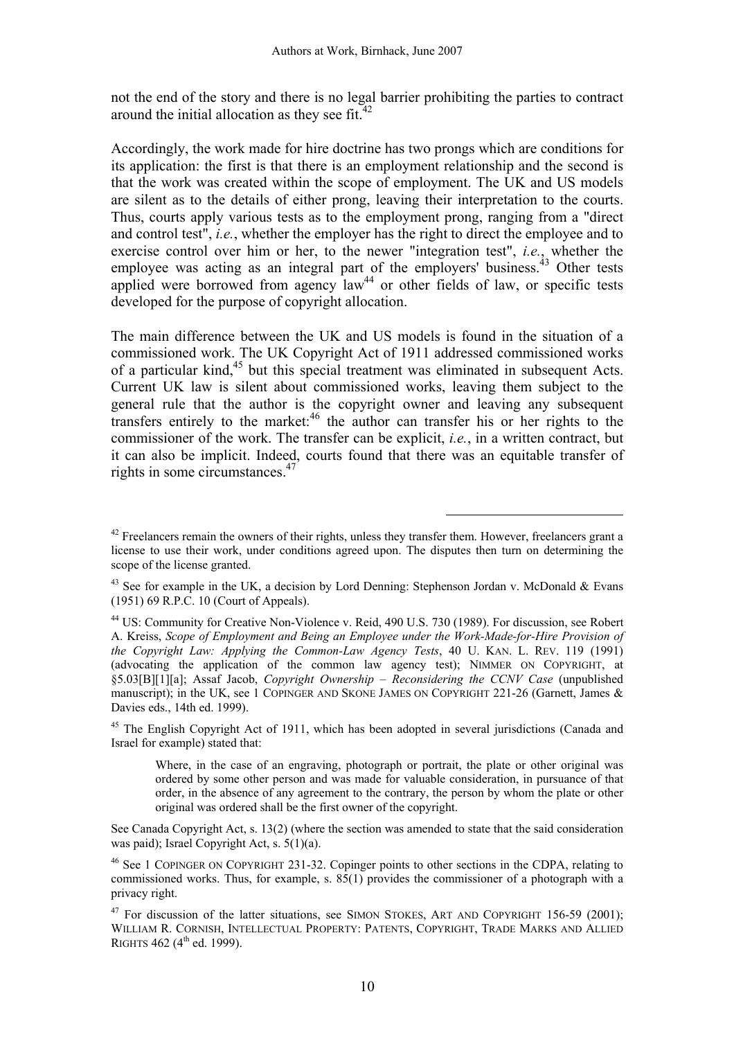not the end of the story and there is no legal barrier prohibiting the parties to contract around the initial allocation as they see fit.[42]

Accordingly, the work made for hire doctrine has two prongs which are conditions for its application: the first is that there is an employment relationship and the second is that the work was created within the scope of employment. The UK and US models are silent as to the details of either prong, leaving their interpretation to the courts. Thus, courts apply various tests as to the employment prong, ranging from a "direct and control test", *i.e.*, whether the employer has the right to direct the employee and to exercise control over him or her, to the newer "integration test", *i.e.*, whether the employee was acting as an integral part of the employers' business.[43] Other tests applied were borrowed from agency law[44] or other fields of law, or specific tests developed for the purpose of copyright allocation.

The main difference between the UK and US models is found in the situation of a commissioned work. The UK Copyright Act of 1911 addressed commissioned works of a particular kind,[45] but this special treatment was eliminated in subsequent Acts. Current UK law is silent about commissioned works, leaving them subject to the general rule that the author is the copyright owner and leaving any subsequent transfers entirely to the market:[46] the author can transfer his or her rights to the commissioner of the work. The transfer can be explicit, *i.e.*, in a written contract, but it can also be implicit. Indeed, courts found that there was an equitable transfer of rights in some circumstances.[47]

---

[42] Freelancers remain the owners of their rights, unless they transfer them. However, freelancers grant a license to use their work, under conditions agreed upon. The disputes then turn on determining the scope of the license granted.

[43] See for example in the UK, a decision by Lord Denning: Stephenson Jordan v. McDonald & Evans (1951) 69 R.P.C. 10 (Court of Appeals).

[44] US: Community for Creative Non-Violence v. Reid, 490 U.S. 730 (1989). For discussion, see Robert A. Kreiss, *Scope of Employment and Being an Employee under the Work-Made-for-Hire Provision of the Copyright Law: Applying the Common-Law Agency Tests*, 40 U. KAN. L. REV. 119 (1991) (advocating the application of the common law agency test); NIMMER ON COPYRIGHT, at §5.03[B][1][a]; Assaf Jacob, *Copyright Ownership – Reconsidering the CCNV Case* (unpublished manuscript); in the UK, see 1 COPINGER AND SKONE JAMES ON COPYRIGHT 221-26 (Garnett, James & Davies eds., 14th ed. 1999).

[45] The English Copyright Act of 1911, which has been adopted in several jurisdictions (Canada and Israel for example) stated that:

> Where, in the case of an engraving, photograph or portrait, the plate or other original was ordered by some other person and was made for valuable consideration, in pursuance of that order, in the absence of any agreement to the contrary, the person by whom the plate or other original was ordered shall be the first owner of the copyright.

See Canada Copyright Act, s. 13(2) (where the section was amended to state that the said consideration was paid); Israel Copyright Act, s. 5(1)(a).

[46] See 1 COPINGER ON COPYRIGHT 231-32. Copinger points to other sections in the CDPA, relating to commissioned works. Thus, for example, s. 85(1) provides the commissioner of a photograph with a privacy right.

[47] For discussion of the latter situations, see SIMON STOKES, ART AND COPYRIGHT 156-59 (2001); WILLIAM R. CORNISH, INTELLECTUAL PROPERTY: PATENTS, COPYRIGHT, TRADE MARKS AND ALLIED RIGHTS 462 (4th ed. 1999).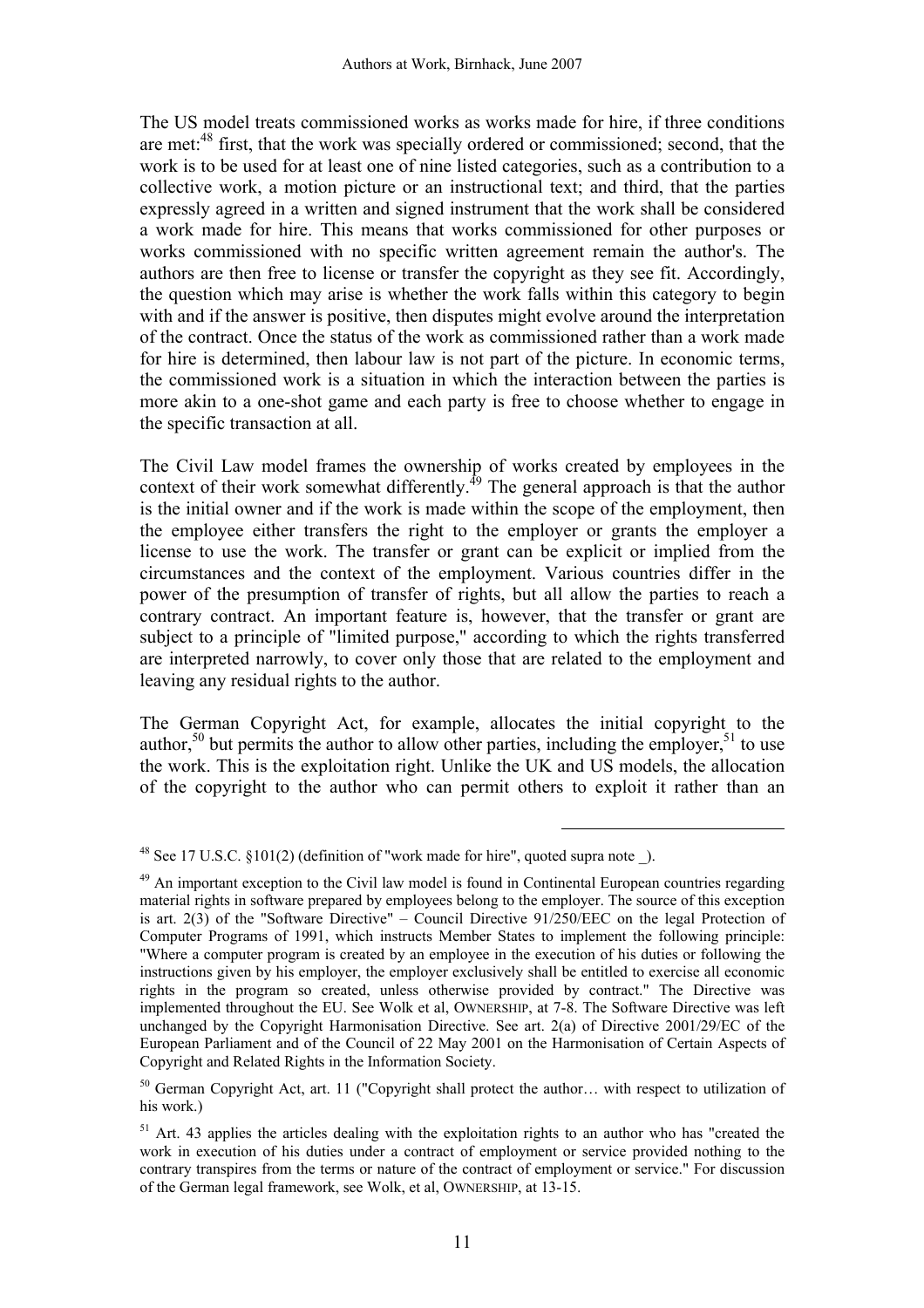The US model treats commissioned works as works made for hire, if three conditions are met:[48] first, that the work was specially ordered or commissioned; second, that the work is to be used for at least one of nine listed categories, such as a contribution to a collective work, a motion picture or an instructional text; and third, that the parties expressly agreed in a written and signed instrument that the work shall be considered a work made for hire. This means that works commissioned for other purposes or works commissioned with no specific written agreement remain the author's. The authors are then free to license or transfer the copyright as they see fit. Accordingly, the question which may arise is whether the work falls within this category to begin with and if the answer is positive, then disputes might evolve around the interpretation of the contract. Once the status of the work as commissioned rather than a work made for hire is determined, then labour law is not part of the picture. In economic terms, the commissioned work is a situation in which the interaction between the parties is more akin to a one-shot game and each party is free to choose whether to engage in the specific transaction at all.

The Civil Law model frames the ownership of works created by employees in the context of their work somewhat differently.[49] The general approach is that the author is the initial owner and if the work is made within the scope of the employment, then the employee either transfers the right to the employer or grants the employer a license to use the work. The transfer or grant can be explicit or implied from the circumstances and the context of the employment. Various countries differ in the power of the presumption of transfer of rights, but all allow the parties to reach a contrary contract. An important feature is, however, that the transfer or grant are subject to a principle of "limited purpose," according to which the rights transferred are interpreted narrowly, to cover only those that are related to the employment and leaving any residual rights to the author.

The German Copyright Act, for example, allocates the initial copyright to the author,[50] but permits the author to allow other parties, including the employer,[51] to use the work. This is the exploitation right. Unlike the UK and US models, the allocation of the copyright to the author who can permit others to exploit it rather than an

---

[48] See 17 U.S.C. §101(2) (definition of "work made for hire", quoted supra note _).

[49] An important exception to the Civil law model is found in Continental European countries regarding material rights in software prepared by employees belong to the employer. The source of this exception is art. 2(3) of the "Software Directive" – Council Directive 91/250/EEC on the legal Protection of Computer Programs of 1991, which instructs Member States to implement the following principle: "Where a computer program is created by an employee in the execution of his duties or following the instructions given by his employer, the employer exclusively shall be entitled to exercise all economic rights in the program so created, unless otherwise provided by contract." The Directive was implemented throughout the EU. See Wolk et al, OWNERSHIP, at 7-8. The Software Directive was left unchanged by the Copyright Harmonisation Directive. See art. 2(a) of Directive 2001/29/EC of the European Parliament and of the Council of 22 May 2001 on the Harmonisation of Certain Aspects of Copyright and Related Rights in the Information Society.

[50] German Copyright Act, art. 11 ("Copyright shall protect the author… with respect to utilization of his work.)

[51] Art. 43 applies the articles dealing with the exploitation rights to an author who has "created the work in execution of his duties under a contract of employment or service provided nothing to the contrary transpires from the terms or nature of the contract of employment or service." For discussion of the German legal framework, see Wolk, et al, OWNERSHIP, at 13-15.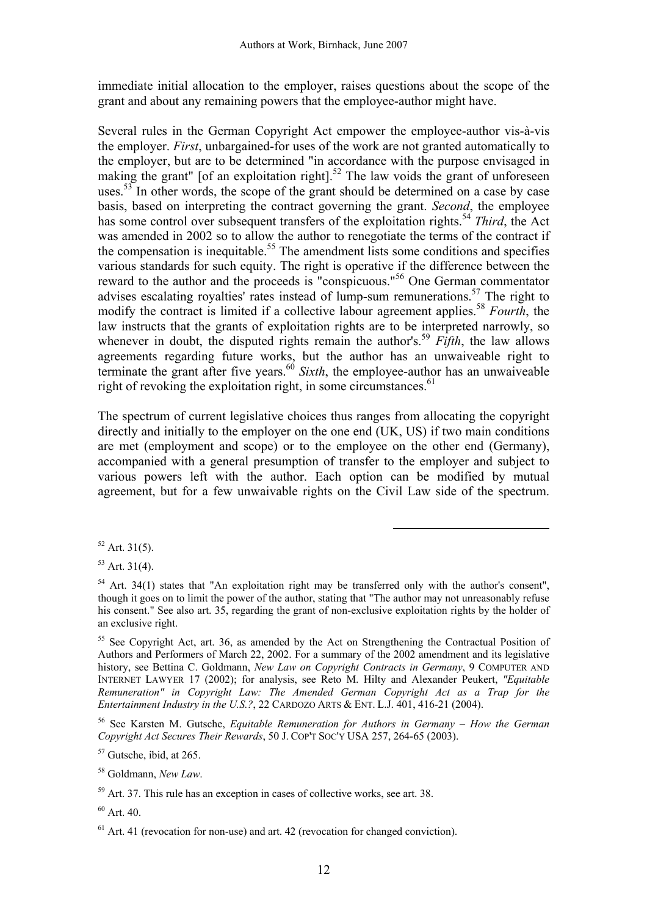immediate initial allocation to the employer, raises questions about the scope of the grant and about any remaining powers that the employee-author might have.

Several rules in the German Copyright Act empower the employee-author vis-à-vis the employer. *First*, unbargained-for uses of the work are not granted automatically to the employer, but are to be determined "in accordance with the purpose envisaged in making the grant" [of an exploitation right].[52] The law voids the grant of unforeseen uses.[53] In other words, the scope of the grant should be determined on a case by case basis, based on interpreting the contract governing the grant. *Second*, the employee has some control over subsequent transfers of the exploitation rights.[54] *Third*, the Act was amended in 2002 so to allow the author to renegotiate the terms of the contract if the compensation is inequitable.[55] The amendment lists some conditions and specifies various standards for such equity. The right is operative if the difference between the reward to the author and the proceeds is "conspicuous."[56] One German commentator advises escalating royalties' rates instead of lump-sum remunerations.[57] The right to modify the contract is limited if a collective labour agreement applies.[58] *Fourth*, the law instructs that the grants of exploitation rights are to be interpreted narrowly, so whenever in doubt, the disputed rights remain the author's.[59] *Fifth*, the law allows agreements regarding future works, but the author has an unwaiveable right to terminate the grant after five years.[60] *Sixth*, the employee-author has an unwaiveable right of revoking the exploitation right, in some circumstances.[61]

The spectrum of current legislative choices thus ranges from allocating the copyright directly and initially to the employer on the one end (UK, US) if two main conditions are met (employment and scope) or to the employee on the other end (Germany), accompanied with a general presumption of transfer to the employer and subject to various powers left with the author. Each option can be modified by mutual agreement, but for a few unwaivable rights on the Civil Law side of the spectrum.

---

[52] Art. 31(5).

[53] Art. 31(4).

[54] Art. 34(1) states that "An exploitation right may be transferred only with the author's consent", though it goes on to limit the power of the author, stating that "The author may not unreasonably refuse his consent." See also art. 35, regarding the grant of non-exclusive exploitation rights by the holder of an exclusive right.

[55] See Copyright Act, art. 36, as amended by the Act on Strengthening the Contractual Position of Authors and Performers of March 22, 2002. For a summary of the 2002 amendment and its legislative history, see Bettina C. Goldmann, *New Law on Copyright Contracts in Germany*, 9 COMPUTER AND INTERNET LAWYER 17 (2002); for analysis, see Reto M. Hilty and Alexander Peukert, *"Equitable Remuneration" in Copyright Law: The Amended German Copyright Act as a Trap for the Entertainment Industry in the U.S.?*, 22 CARDOZO ARTS & ENT. L.J. 401, 416-21 (2004).

[56] See Karsten M. Gutsche, *Equitable Remuneration for Authors in Germany – How the German Copyright Act Secures Their Rewards*, 50 J. COP'T SOC'Y USA 257, 264-65 (2003).

[57] Gutsche, ibid, at 265.

[58] Goldmann, *New Law*.

[59] Art. 37. This rule has an exception in cases of collective works, see art. 38.

[60] Art. 40.

[61] Art. 41 (revocation for non-use) and art. 42 (revocation for changed conviction).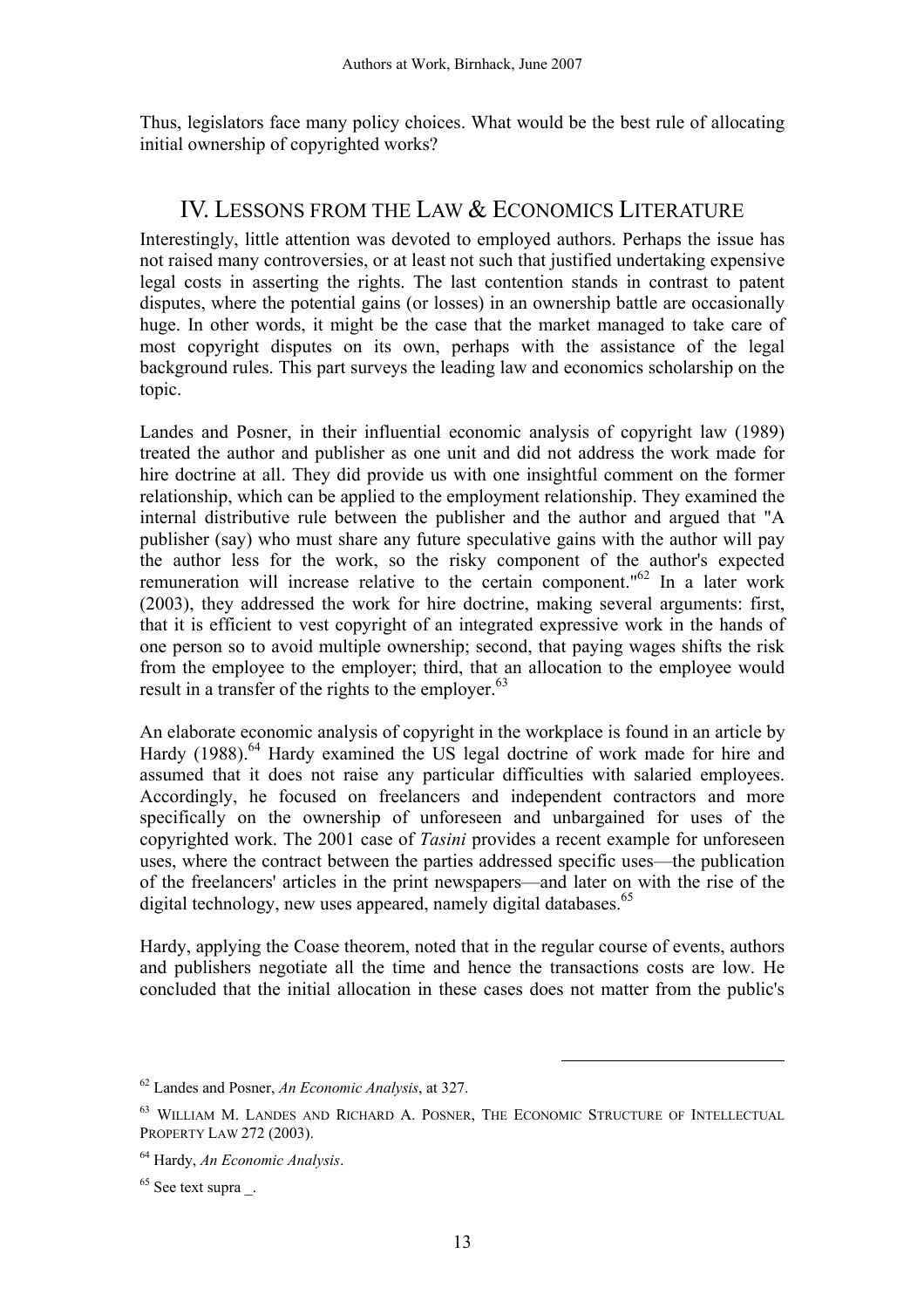Thus, legislators face many policy choices. What would be the best rule of allocating initial ownership of copyrighted works?

## IV. Lessons from the Law & Economics Literature

Interestingly, little attention was devoted to employed authors. Perhaps the issue has not raised many controversies, or at least not such that justified undertaking expensive legal costs in asserting the rights. The last contention stands in contrast to patent disputes, where the potential gains (or losses) in an ownership battle are occasionally huge. In other words, it might be the case that the market managed to take care of most copyright disputes on its own, perhaps with the assistance of the legal background rules. This part surveys the leading law and economics scholarship on the topic.

Landes and Posner, in their influential economic analysis of copyright law (1989) treated the author and publisher as one unit and did not address the work made for hire doctrine at all. They did provide us with one insightful comment on the former relationship, which can be applied to the employment relationship. They examined the internal distributive rule between the publisher and the author and argued that "A publisher (say) who must share any future speculative gains with the author will pay the author less for the work, so the risky component of the author's expected remuneration will increase relative to the certain component."[62] In a later work (2003), they addressed the work for hire doctrine, making several arguments: first, that it is efficient to vest copyright of an integrated expressive work in the hands of one person so to avoid multiple ownership; second, that paying wages shifts the risk from the employee to the employer; third, that an allocation to the employee would result in a transfer of the rights to the employer.[63]

An elaborate economic analysis of copyright in the workplace is found in an article by Hardy (1988).[64] Hardy examined the US legal doctrine of work made for hire and assumed that it does not raise any particular difficulties with salaried employees. Accordingly, he focused on freelancers and independent contractors and more specifically on the ownership of unforeseen and unbargained for uses of the copyrighted work. The 2001 case of *Tasini* provides a recent example for unforeseen uses, where the contract between the parties addressed specific uses—the publication of the freelancers' articles in the print newspapers—and later on with the rise of the digital technology, new uses appeared, namely digital databases.[65]

Hardy, applying the Coase theorem, noted that in the regular course of events, authors and publishers negotiate all the time and hence the transactions costs are low. He concluded that the initial allocation in these cases does not matter from the public's

---

[62] Landes and Posner, *An Economic Analysis*, at 327.

[63] William M. Landes and Richard A. Posner, The Economic Structure of Intellectual Property Law 272 (2003).

[64] Hardy, *An Economic Analysis*.

[65] See text supra _.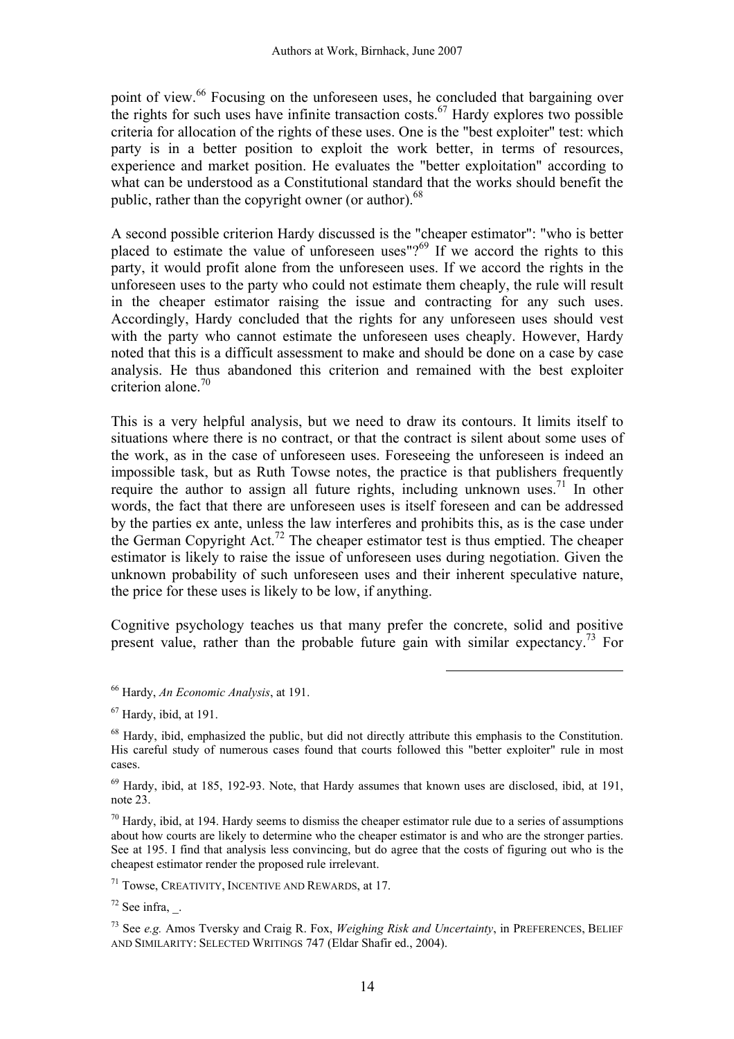point of view.[66] Focusing on the unforeseen uses, he concluded that bargaining over the rights for such uses have infinite transaction costs.[67] Hardy explores two possible criteria for allocation of the rights of these uses. One is the "best exploiter" test: which party is in a better position to exploit the work better, in terms of resources, experience and market position. He evaluates the "better exploitation" according to what can be understood as a Constitutional standard that the works should benefit the public, rather than the copyright owner (or author).[68]

A second possible criterion Hardy discussed is the "cheaper estimator": "who is better placed to estimate the value of unforeseen uses"?[69] If we accord the rights to this party, it would profit alone from the unforeseen uses. If we accord the rights in the unforeseen uses to the party who could not estimate them cheaply, the rule will result in the cheaper estimator raising the issue and contracting for any such uses. Accordingly, Hardy concluded that the rights for any unforeseen uses should vest with the party who cannot estimate the unforeseen uses cheaply. However, Hardy noted that this is a difficult assessment to make and should be done on a case by case analysis. He thus abandoned this criterion and remained with the best exploiter criterion alone.[70]

This is a very helpful analysis, but we need to draw its contours. It limits itself to situations where there is no contract, or that the contract is silent about some uses of the work, as in the case of unforeseen uses. Foreseeing the unforeseen is indeed an impossible task, but as Ruth Towse notes, the practice is that publishers frequently require the author to assign all future rights, including unknown uses.[71] In other words, the fact that there are unforeseen uses is itself foreseen and can be addressed by the parties ex ante, unless the law interferes and prohibits this, as is the case under the German Copyright Act.[72] The cheaper estimator test is thus emptied. The cheaper estimator is likely to raise the issue of unforeseen uses during negotiation. Given the unknown probability of such unforeseen uses and their inherent speculative nature, the price for these uses is likely to be low, if anything.

Cognitive psychology teaches us that many prefer the concrete, solid and positive present value, rather than the probable future gain with similar expectancy.[73] For

---

[66] Hardy, *An Economic Analysis*, at 191.

[67] Hardy, ibid, at 191.

[68] Hardy, ibid, emphasized the public, but did not directly attribute this emphasis to the Constitution. His careful study of numerous cases found that courts followed this "better exploiter" rule in most cases.

[69] Hardy, ibid, at 185, 192-93. Note, that Hardy assumes that known uses are disclosed, ibid, at 191, note 23.

[70] Hardy, ibid, at 194. Hardy seems to dismiss the cheaper estimator rule due to a series of assumptions about how courts are likely to determine who the cheaper estimator is and who are the stronger parties. See at 195. I find that analysis less convincing, but do agree that the costs of figuring out who is the cheapest estimator render the proposed rule irrelevant.

[71] Towse, CREATIVITY, INCENTIVE AND REWARDS, at 17.

[72] See infra, _.

[73] See *e.g.* Amos Tversky and Craig R. Fox, *Weighing Risk and Uncertainty*, in PREFERENCES, BELIEF AND SIMILARITY: SELECTED WRITINGS 747 (Eldar Shafir ed., 2004).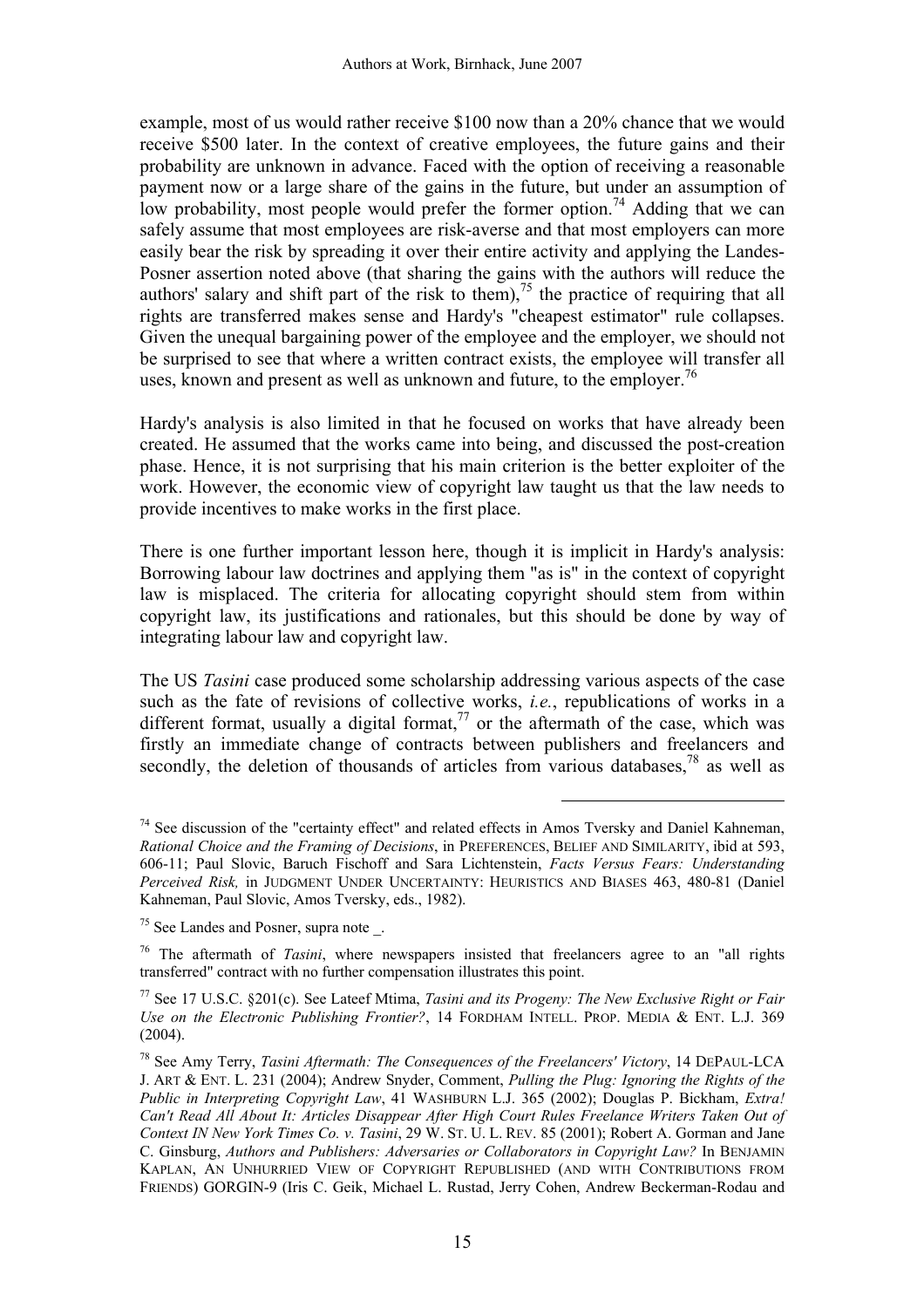example, most of us would rather receive $100 now than a 20% chance that we would receive $500 later. In the context of creative employees, the future gains and their probability are unknown in advance. Faced with the option of receiving a reasonable payment now or a large share of the gains in the future, but under an assumption of low probability, most people would prefer the former option.[74] Adding that we can safely assume that most employees are risk-averse and that most employers can more easily bear the risk by spreading it over their entire activity and applying the Landes-Posner assertion noted above (that sharing the gains with the authors will reduce the authors' salary and shift part of the risk to them),[75] the practice of requiring that all rights are transferred makes sense and Hardy's "cheapest estimator" rule collapses. Given the unequal bargaining power of the employee and the employer, we should not be surprised to see that where a written contract exists, the employee will transfer all uses, known and present as well as unknown and future, to the employer.[76]

Hardy's analysis is also limited in that he focused on works that have already been created. He assumed that the works came into being, and discussed the post-creation phase. Hence, it is not surprising that his main criterion is the better exploiter of the work. However, the economic view of copyright law taught us that the law needs to provide incentives to make works in the first place.

There is one further important lesson here, though it is implicit in Hardy's analysis: Borrowing labour law doctrines and applying them "as is" in the context of copyright law is misplaced. The criteria for allocating copyright should stem from within copyright law, its justifications and rationales, but this should be done by way of integrating labour law and copyright law.

The US *Tasini* case produced some scholarship addressing various aspects of the case such as the fate of revisions of collective works, *i.e.*, republications of works in a different format, usually a digital format,[77] or the aftermath of the case, which was firstly an immediate change of contracts between publishers and freelancers and secondly, the deletion of thousands of articles from various databases,[78] as well as

---

[74] See discussion of the "certainty effect" and related effects in Amos Tversky and Daniel Kahneman, *Rational Choice and the Framing of Decisions*, in PREFERENCES, BELIEF AND SIMILARITY, ibid at 593, 606-11; Paul Slovic, Baruch Fischoff and Sara Lichtenstein, *Facts Versus Fears: Understanding Perceived Risk,* in JUDGMENT UNDER UNCERTAINTY: HEURISTICS AND BIASES 463, 480-81 (Daniel Kahneman, Paul Slovic, Amos Tversky, eds., 1982).

[75] See Landes and Posner, supra note _.

[76] The aftermath of *Tasini*, where newspapers insisted that freelancers agree to an "all rights transferred" contract with no further compensation illustrates this point.

[77] See 17 U.S.C. §201(c). See Lateef Mtima, *Tasini and its Progeny: The New Exclusive Right or Fair Use on the Electronic Publishing Frontier?*, 14 FORDHAM INTELL. PROP. MEDIA & ENT. L.J. 369 (2004).

[78] See Amy Terry, *Tasini Aftermath: The Consequences of the Freelancers' Victory*, 14 DEPAUL-LCA J. ART & ENT. L. 231 (2004); Andrew Snyder, Comment, *Pulling the Plug: Ignoring the Rights of the Public in Interpreting Copyright Law*, 41 WASHBURN L.J. 365 (2002); Douglas P. Bickham, *Extra! Can't Read All About It: Articles Disappear After High Court Rules Freelance Writers Taken Out of Context IN New York Times Co. v. Tasini*, 29 W. ST. U. L. REV. 85 (2001); Robert A. Gorman and Jane C. Ginsburg, *Authors and Publishers: Adversaries or Collaborators in Copyright Law?* In BENJAMIN KAPLAN, AN UNHURRIED VIEW OF COPYRIGHT REPUBLISHED (AND WITH CONTRIBUTIONS FROM FRIENDS) GORGIN-9 (Iris C. Geik, Michael L. Rustad, Jerry Cohen, Andrew Beckerman-Rodau and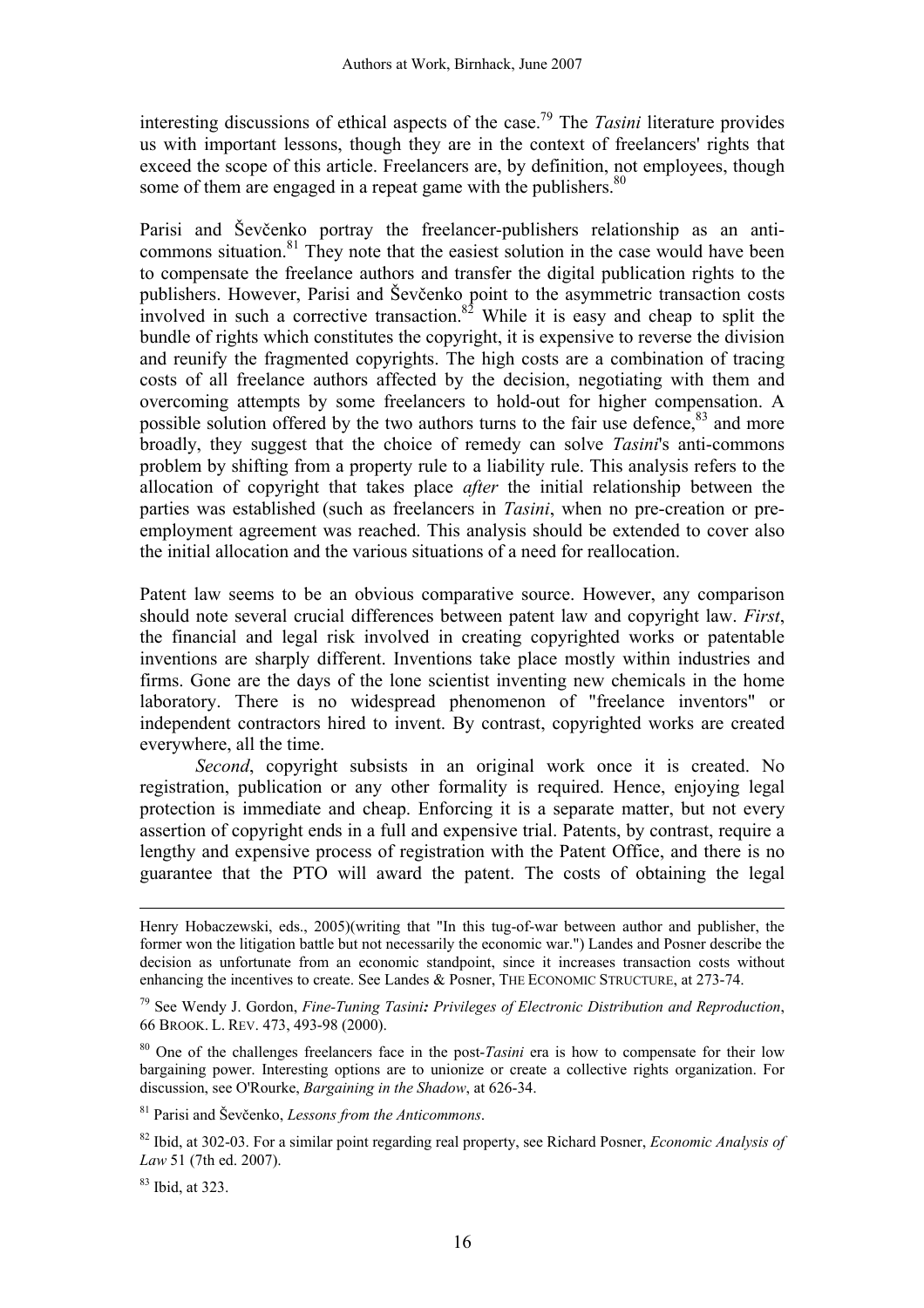interesting discussions of ethical aspects of the case.[79] The *Tasini* literature provides us with important lessons, though they are in the context of freelancers' rights that exceed the scope of this article. Freelancers are, by definition, not employees, though some of them are engaged in a repeat game with the publishers.[80]

Parisi and Ševčenko portray the freelancer-publishers relationship as an anti-commons situation.[81] They note that the easiest solution in the case would have been to compensate the freelance authors and transfer the digital publication rights to the publishers. However, Parisi and Ševčenko point to the asymmetric transaction costs involved in such a corrective transaction.[82] While it is easy and cheap to split the bundle of rights which constitutes the copyright, it is expensive to reverse the division and reunify the fragmented copyrights. The high costs are a combination of tracing costs of all freelance authors affected by the decision, negotiating with them and overcoming attempts by some freelancers to hold-out for higher compensation. A possible solution offered by the two authors turns to the fair use defence,[83] and more broadly, they suggest that the choice of remedy can solve *Tasini*'s anti-commons problem by shifting from a property rule to a liability rule. This analysis refers to the allocation of copyright that takes place *after* the initial relationship between the parties was established (such as freelancers in *Tasini*, when no pre-creation or pre-employment agreement was reached. This analysis should be extended to cover also the initial allocation and the various situations of a need for reallocation.

Patent law seems to be an obvious comparative source. However, any comparison should note several crucial differences between patent law and copyright law. *First*, the financial and legal risk involved in creating copyrighted works or patentable inventions are sharply different. Inventions take place mostly within industries and firms. Gone are the days of the lone scientist inventing new chemicals in the home laboratory. There is no widespread phenomenon of "freelance inventors" or independent contractors hired to invent. By contrast, copyrighted works are created everywhere, all the time.

*Second*, copyright subsists in an original work once it is created. No registration, publication or any other formality is required. Hence, enjoying legal protection is immediate and cheap. Enforcing it is a separate matter, but not every assertion of copyright ends in a full and expensive trial. Patents, by contrast, require a lengthy and expensive process of registration with the Patent Office, and there is no guarantee that the PTO will award the patent. The costs of obtaining the legal

---

Henry Hobaczewski, eds., 2005)(writing that "In this tug-of-war between author and publisher, the former won the litigation battle but not necessarily the economic war.") Landes and Posner describe the decision as unfortunate from an economic standpoint, since it increases transaction costs without enhancing the incentives to create. See Landes & Posner, THE ECONOMIC STRUCTURE, at 273-74.

[79] See Wendy J. Gordon, *Fine-Tuning Tasini: Privileges of Electronic Distribution and Reproduction*, 66 BROOK. L. REV. 473, 493-98 (2000).

[80] One of the challenges freelancers face in the post-*Tasini* era is how to compensate for their low bargaining power. Interesting options are to unionize or create a collective rights organization. For discussion, see O'Rourke, *Bargaining in the Shadow*, at 626-34.

[81] Parisi and Ševčenko, *Lessons from the Anticommons*.

[82] Ibid, at 302-03. For a similar point regarding real property, see Richard Posner, *Economic Analysis of Law* 51 (7th ed. 2007).

[83] Ibid, at 323.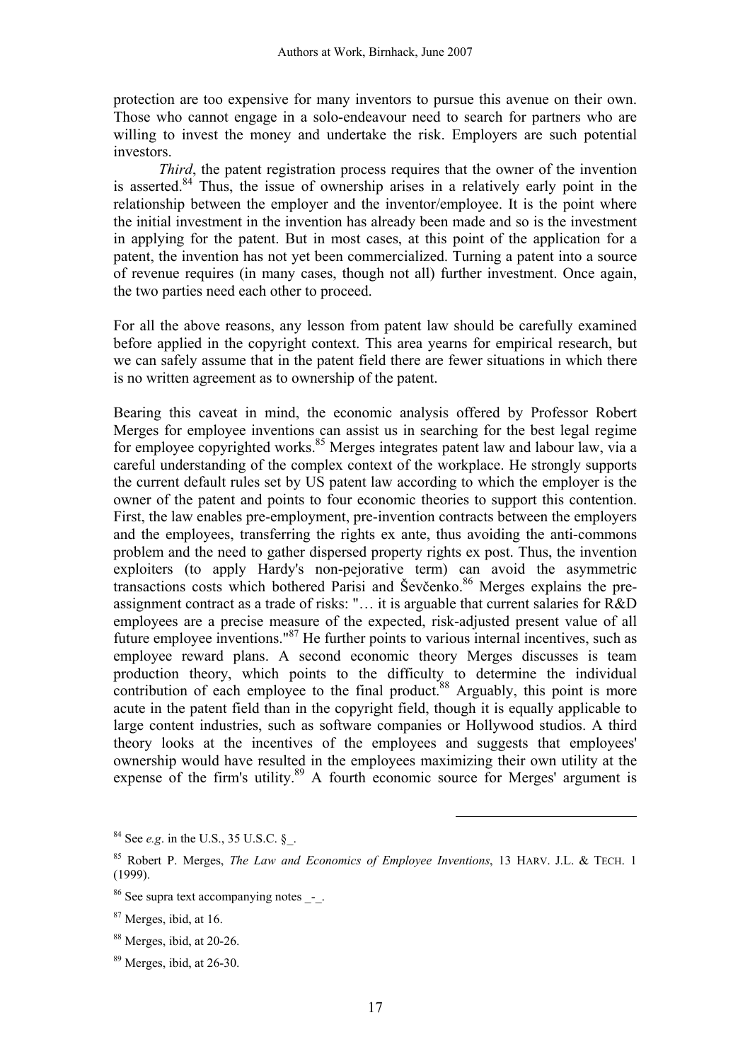protection are too expensive for many inventors to pursue this avenue on their own. Those who cannot engage in a solo-endeavour need to search for partners who are willing to invest the money and undertake the risk. Employers are such potential investors.

*Third*, the patent registration process requires that the owner of the invention is asserted.[84] Thus, the issue of ownership arises in a relatively early point in the relationship between the employer and the inventor/employee. It is the point where the initial investment in the invention has already been made and so is the investment in applying for the patent. But in most cases, at this point of the application for a patent, the invention has not yet been commercialized. Turning a patent into a source of revenue requires (in many cases, though not all) further investment. Once again, the two parties need each other to proceed.

For all the above reasons, any lesson from patent law should be carefully examined before applied in the copyright context. This area yearns for empirical research, but we can safely assume that in the patent field there are fewer situations in which there is no written agreement as to ownership of the patent.

Bearing this caveat in mind, the economic analysis offered by Professor Robert Merges for employee inventions can assist us in searching for the best legal regime for employee copyrighted works.[85] Merges integrates patent law and labour law, via a careful understanding of the complex context of the workplace. He strongly supports the current default rules set by US patent law according to which the employer is the owner of the patent and points to four economic theories to support this contention. First, the law enables pre-employment, pre-invention contracts between the employers and the employees, transferring the rights ex ante, thus avoiding the anti-commons problem and the need to gather dispersed property rights ex post. Thus, the invention exploiters (to apply Hardy's non-pejorative term) can avoid the asymmetric transactions costs which bothered Parisi and Ševčenko.[86] Merges explains the pre-assignment contract as a trade of risks: "… it is arguable that current salaries for R&D employees are a precise measure of the expected, risk-adjusted present value of all future employee inventions."[87] He further points to various internal incentives, such as employee reward plans. A second economic theory Merges discusses is team production theory, which points to the difficulty to determine the individual contribution of each employee to the final product.[88] Arguably, this point is more acute in the patent field than in the copyright field, though it is equally applicable to large content industries, such as software companies or Hollywood studios. A third theory looks at the incentives of the employees and suggests that employees' ownership would have resulted in the employees maximizing their own utility at the expense of the firm's utility.[89] A fourth economic source for Merges' argument is

---

[84] See *e.g*. in the U.S., 35 U.S.C. §_.

[85] Robert P. Merges, *The Law and Economics of Employee Inventions*, 13 HARV. J.L. & TECH. 1 (1999).

[86] See supra text accompanying notes _-_.

[87] Merges, ibid, at 16.

[88] Merges, ibid, at 20-26.

[89] Merges, ibid, at 26-30.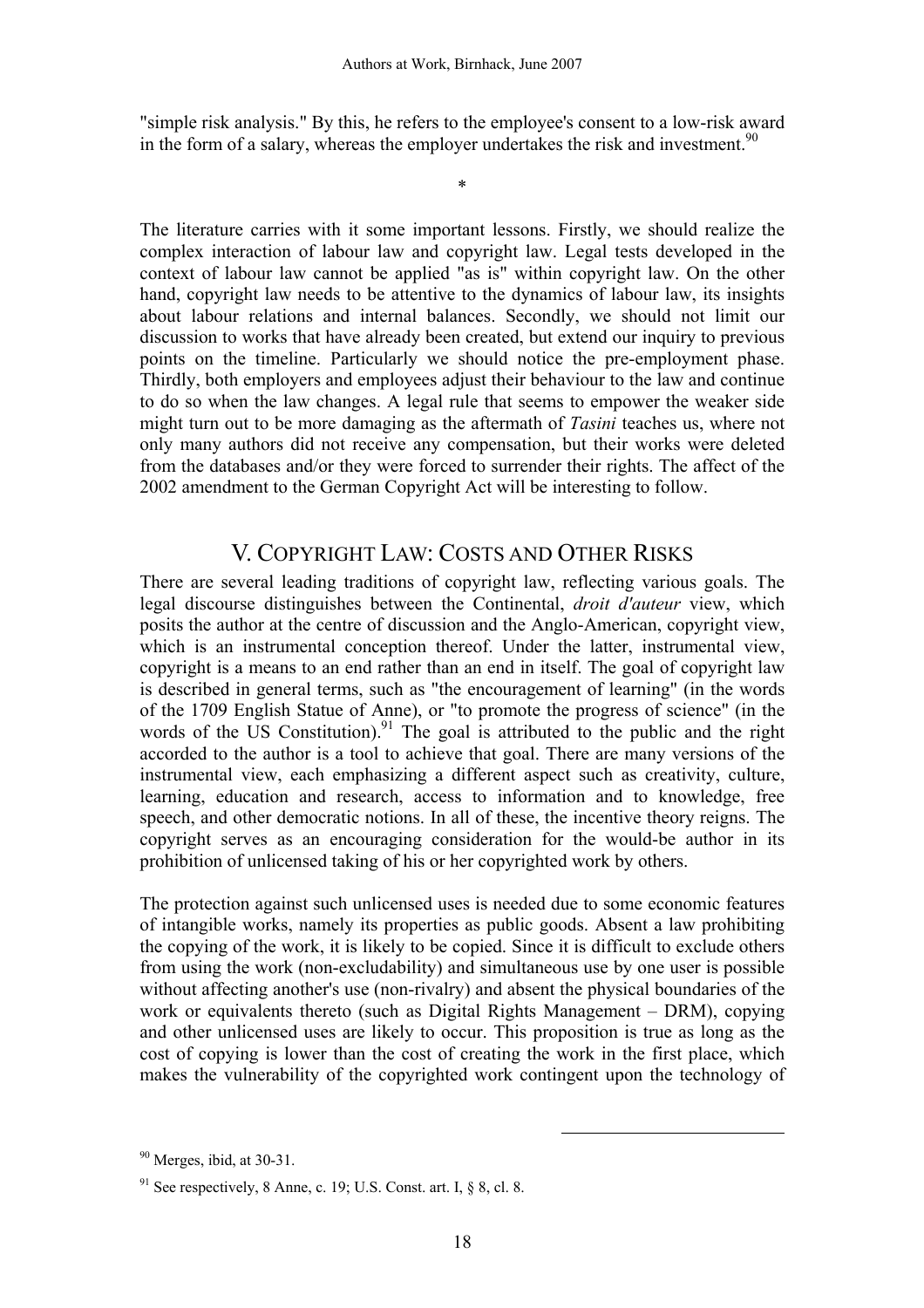"simple risk analysis." By this, he refers to the employee's consent to a low-risk award in the form of a salary, whereas the employer undertakes the risk and investment.[90]

*

The literature carries with it some important lessons. Firstly, we should realize the complex interaction of labour law and copyright law. Legal tests developed in the context of labour law cannot be applied "as is" within copyright law. On the other hand, copyright law needs to be attentive to the dynamics of labour law, its insights about labour relations and internal balances. Secondly, we should not limit our discussion to works that have already been created, but extend our inquiry to previous points on the timeline. Particularly we should notice the pre-employment phase. Thirdly, both employers and employees adjust their behaviour to the law and continue to do so when the law changes. A legal rule that seems to empower the weaker side might turn out to be more damaging as the aftermath of *Tasini* teaches us, where not only many authors did not receive any compensation, but their works were deleted from the databases and/or they were forced to surrender their rights. The affect of the 2002 amendment to the German Copyright Act will be interesting to follow.

## V. COPYRIGHT LAW: COSTS AND OTHER RISKS

There are several leading traditions of copyright law, reflecting various goals. The legal discourse distinguishes between the Continental, *droit d'auteur* view, which posits the author at the centre of discussion and the Anglo-American, copyright view, which is an instrumental conception thereof. Under the latter, instrumental view, copyright is a means to an end rather than an end in itself. The goal of copyright law is described in general terms, such as "the encouragement of learning" (in the words of the 1709 English Statue of Anne), or "to promote the progress of science" (in the words of the US Constitution).[91] The goal is attributed to the public and the right accorded to the author is a tool to achieve that goal. There are many versions of the instrumental view, each emphasizing a different aspect such as creativity, culture, learning, education and research, access to information and to knowledge, free speech, and other democratic notions. In all of these, the incentive theory reigns. The copyright serves as an encouraging consideration for the would-be author in its prohibition of unlicensed taking of his or her copyrighted work by others.

The protection against such unlicensed uses is needed due to some economic features of intangible works, namely its properties as public goods. Absent a law prohibiting the copying of the work, it is likely to be copied. Since it is difficult to exclude others from using the work (non-excludability) and simultaneous use by one user is possible without affecting another's use (non-rivalry) and absent the physical boundaries of the work or equivalents thereto (such as Digital Rights Management – DRM), copying and other unlicensed uses are likely to occur. This proposition is true as long as the cost of copying is lower than the cost of creating the work in the first place, which makes the vulnerability of the copyrighted work contingent upon the technology of

---

[90] Merges, ibid, at 30-31.

[91] See respectively, 8 Anne, c. 19; U.S. Const. art. I, § 8, cl. 8.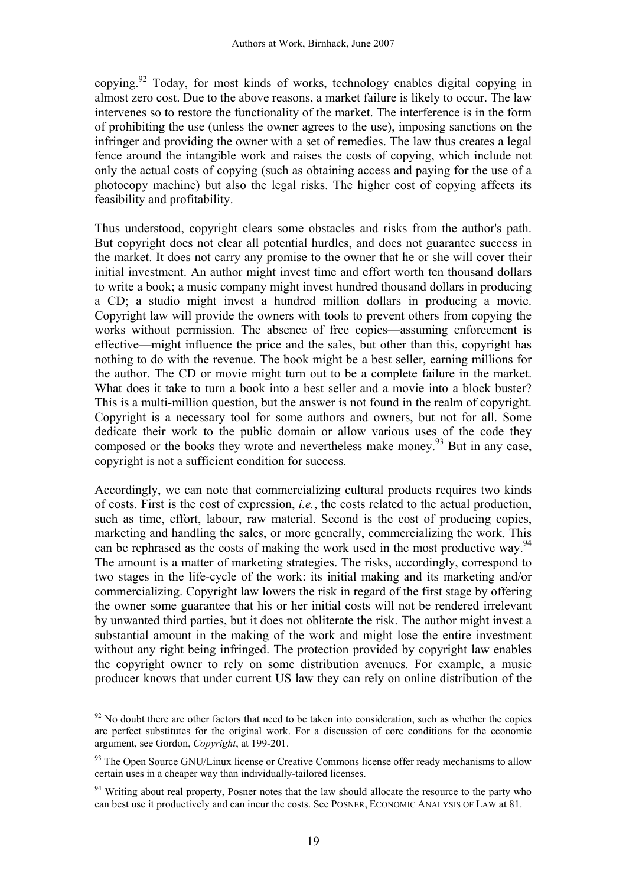copying.[92] Today, for most kinds of works, technology enables digital copying in almost zero cost. Due to the above reasons, a market failure is likely to occur. The law intervenes so to restore the functionality of the market. The interference is in the form of prohibiting the use (unless the owner agrees to the use), imposing sanctions on the infringer and providing the owner with a set of remedies. The law thus creates a legal fence around the intangible work and raises the costs of copying, which include not only the actual costs of copying (such as obtaining access and paying for the use of a photocopy machine) but also the legal risks. The higher cost of copying affects its feasibility and profitability.

Thus understood, copyright clears some obstacles and risks from the author's path. But copyright does not clear all potential hurdles, and does not guarantee success in the market. It does not carry any promise to the owner that he or she will cover their initial investment. An author might invest time and effort worth ten thousand dollars to write a book; a music company might invest hundred thousand dollars in producing a CD; a studio might invest a hundred million dollars in producing a movie. Copyright law will provide the owners with tools to prevent others from copying the works without permission. The absence of free copies—assuming enforcement is effective—might influence the price and the sales, but other than this, copyright has nothing to do with the revenue. The book might be a best seller, earning millions for the author. The CD or movie might turn out to be a complete failure in the market. What does it take to turn a book into a best seller and a movie into a block buster? This is a multi-million question, but the answer is not found in the realm of copyright. Copyright is a necessary tool for some authors and owners, but not for all. Some dedicate their work to the public domain or allow various uses of the code they composed or the books they wrote and nevertheless make money.[93] But in any case, copyright is not a sufficient condition for success.

Accordingly, we can note that commercializing cultural products requires two kinds of costs. First is the cost of expression, *i.e.*, the costs related to the actual production, such as time, effort, labour, raw material. Second is the cost of producing copies, marketing and handling the sales, or more generally, commercializing the work. This can be rephrased as the costs of making the work used in the most productive way.[94] The amount is a matter of marketing strategies. The risks, accordingly, correspond to two stages in the life-cycle of the work: its initial making and its marketing and/or commercializing. Copyright law lowers the risk in regard of the first stage by offering the owner some guarantee that his or her initial costs will not be rendered irrelevant by unwanted third parties, but it does not obliterate the risk. The author might invest a substantial amount in the making of the work and might lose the entire investment without any right being infringed. The protection provided by copyright law enables the copyright owner to rely on some distribution avenues. For example, a music producer knows that under current US law they can rely on online distribution of the

---

[92] No doubt there are other factors that need to be taken into consideration, such as whether the copies are perfect substitutes for the original work. For a discussion of core conditions for the economic argument, see Gordon, *Copyright*, at 199-201.

[93] The Open Source GNU/Linux license or Creative Commons license offer ready mechanisms to allow certain uses in a cheaper way than individually-tailored licenses.

[94] Writing about real property, Posner notes that the law should allocate the resource to the party who can best use it productively and can incur the costs. See POSNER, ECONOMIC ANALYSIS OF LAW at 81.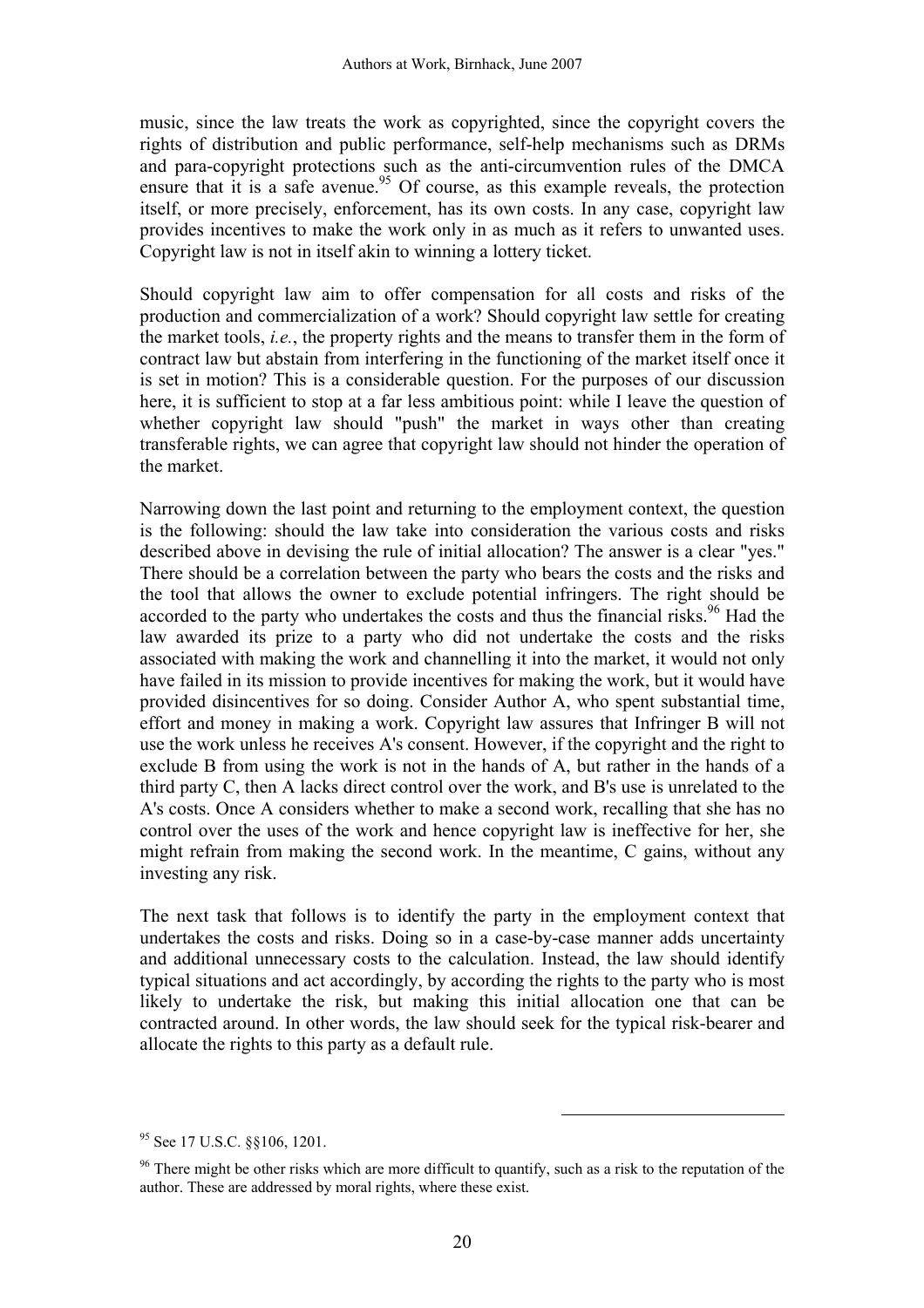music, since the law treats the work as copyrighted, since the copyright covers the rights of distribution and public performance, self-help mechanisms such as DRMs and para-copyright protections such as the anti-circumvention rules of the DMCA ensure that it is a safe avenue.[95] Of course, as this example reveals, the protection itself, or more precisely, enforcement, has its own costs. In any case, copyright law provides incentives to make the work only in as much as it refers to unwanted uses. Copyright law is not in itself akin to winning a lottery ticket.

Should copyright law aim to offer compensation for all costs and risks of the production and commercialization of a work? Should copyright law settle for creating the market tools, *i.e.*, the property rights and the means to transfer them in the form of contract law but abstain from interfering in the functioning of the market itself once it is set in motion? This is a considerable question. For the purposes of our discussion here, it is sufficient to stop at a far less ambitious point: while I leave the question of whether copyright law should "push" the market in ways other than creating transferable rights, we can agree that copyright law should not hinder the operation of the market.

Narrowing down the last point and returning to the employment context, the question is the following: should the law take into consideration the various costs and risks described above in devising the rule of initial allocation? The answer is a clear "yes." There should be a correlation between the party who bears the costs and the risks and the tool that allows the owner to exclude potential infringers. The right should be accorded to the party who undertakes the costs and thus the financial risks.[96] Had the law awarded its prize to a party who did not undertake the costs and the risks associated with making the work and channelling it into the market, it would not only have failed in its mission to provide incentives for making the work, but it would have provided disincentives for so doing. Consider Author A, who spent substantial time, effort and money in making a work. Copyright law assures that Infringer B will not use the work unless he receives A's consent. However, if the copyright and the right to exclude B from using the work is not in the hands of A, but rather in the hands of a third party C, then A lacks direct control over the work, and B's use is unrelated to the A's costs. Once A considers whether to make a second work, recalling that she has no control over the uses of the work and hence copyright law is ineffective for her, she might refrain from making the second work. In the meantime, C gains, without any investing any risk.

The next task that follows is to identify the party in the employment context that undertakes the costs and risks. Doing so in a case-by-case manner adds uncertainty and additional unnecessary costs to the calculation. Instead, the law should identify typical situations and act accordingly, by according the rights to the party who is most likely to undertake the risk, but making this initial allocation one that can be contracted around. In other words, the law should seek for the typical risk-bearer and allocate the rights to this party as a default rule.

---

[95] See 17 U.S.C. §§106, 1201.

[96] There might be other risks which are more difficult to quantify, such as a risk to the reputation of the author. These are addressed by moral rights, where these exist.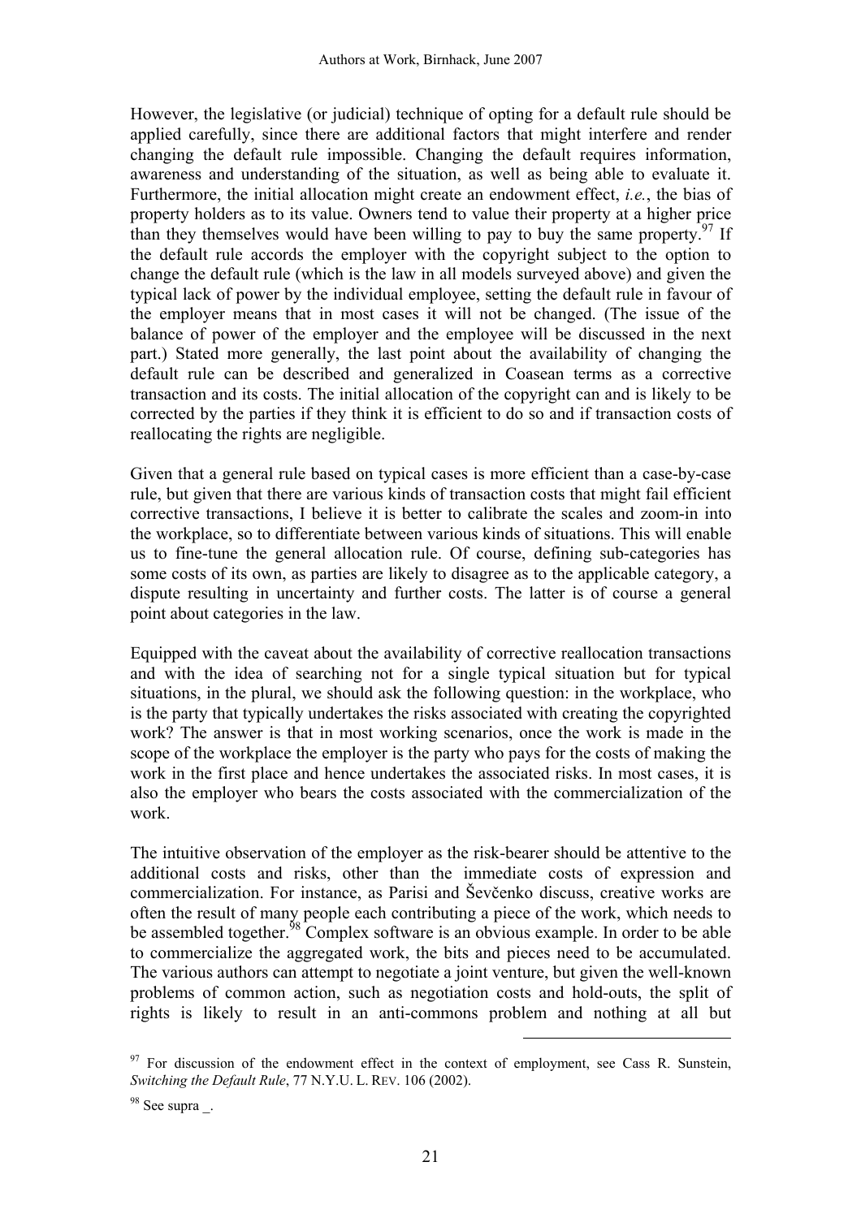However, the legislative (or judicial) technique of opting for a default rule should be applied carefully, since there are additional factors that might interfere and render changing the default rule impossible. Changing the default requires information, awareness and understanding of the situation, as well as being able to evaluate it. Furthermore, the initial allocation might create an endowment effect, *i.e.*, the bias of property holders as to its value. Owners tend to value their property at a higher price than they themselves would have been willing to pay to buy the same property.[97] If the default rule accords the employer with the copyright subject to the option to change the default rule (which is the law in all models surveyed above) and given the typical lack of power by the individual employee, setting the default rule in favour of the employer means that in most cases it will not be changed. (The issue of the balance of power of the employer and the employee will be discussed in the next part.) Stated more generally, the last point about the availability of changing the default rule can be described and generalized in Coasean terms as a corrective transaction and its costs. The initial allocation of the copyright can and is likely to be corrected by the parties if they think it is efficient to do so and if transaction costs of reallocating the rights are negligible.

Given that a general rule based on typical cases is more efficient than a case-by-case rule, but given that there are various kinds of transaction costs that might fail efficient corrective transactions, I believe it is better to calibrate the scales and zoom-in into the workplace, so to differentiate between various kinds of situations. This will enable us to fine-tune the general allocation rule. Of course, defining sub-categories has some costs of its own, as parties are likely to disagree as to the applicable category, a dispute resulting in uncertainty and further costs. The latter is of course a general point about categories in the law.

Equipped with the caveat about the availability of corrective reallocation transactions and with the idea of searching not for a single typical situation but for typical situations, in the plural, we should ask the following question: in the workplace, who is the party that typically undertakes the risks associated with creating the copyrighted work? The answer is that in most working scenarios, once the work is made in the scope of the workplace the employer is the party who pays for the costs of making the work in the first place and hence undertakes the associated risks. In most cases, it is also the employer who bears the costs associated with the commercialization of the work.

The intuitive observation of the employer as the risk-bearer should be attentive to the additional costs and risks, other than the immediate costs of expression and commercialization. For instance, as Parisi and Ševčenko discuss, creative works are often the result of many people each contributing a piece of the work, which needs to be assembled together.[98] Complex software is an obvious example. In order to be able to commercialize the aggregated work, the bits and pieces need to be accumulated. The various authors can attempt to negotiate a joint venture, but given the well-known problems of common action, such as negotiation costs and hold-outs, the split of rights is likely to result in an anti-commons problem and nothing at all but

---

[97] For discussion of the endowment effect in the context of employment, see Cass R. Sunstein, *Switching the Default Rule*, 77 N.Y.U. L. REV. 106 (2002).

[98] See supra _.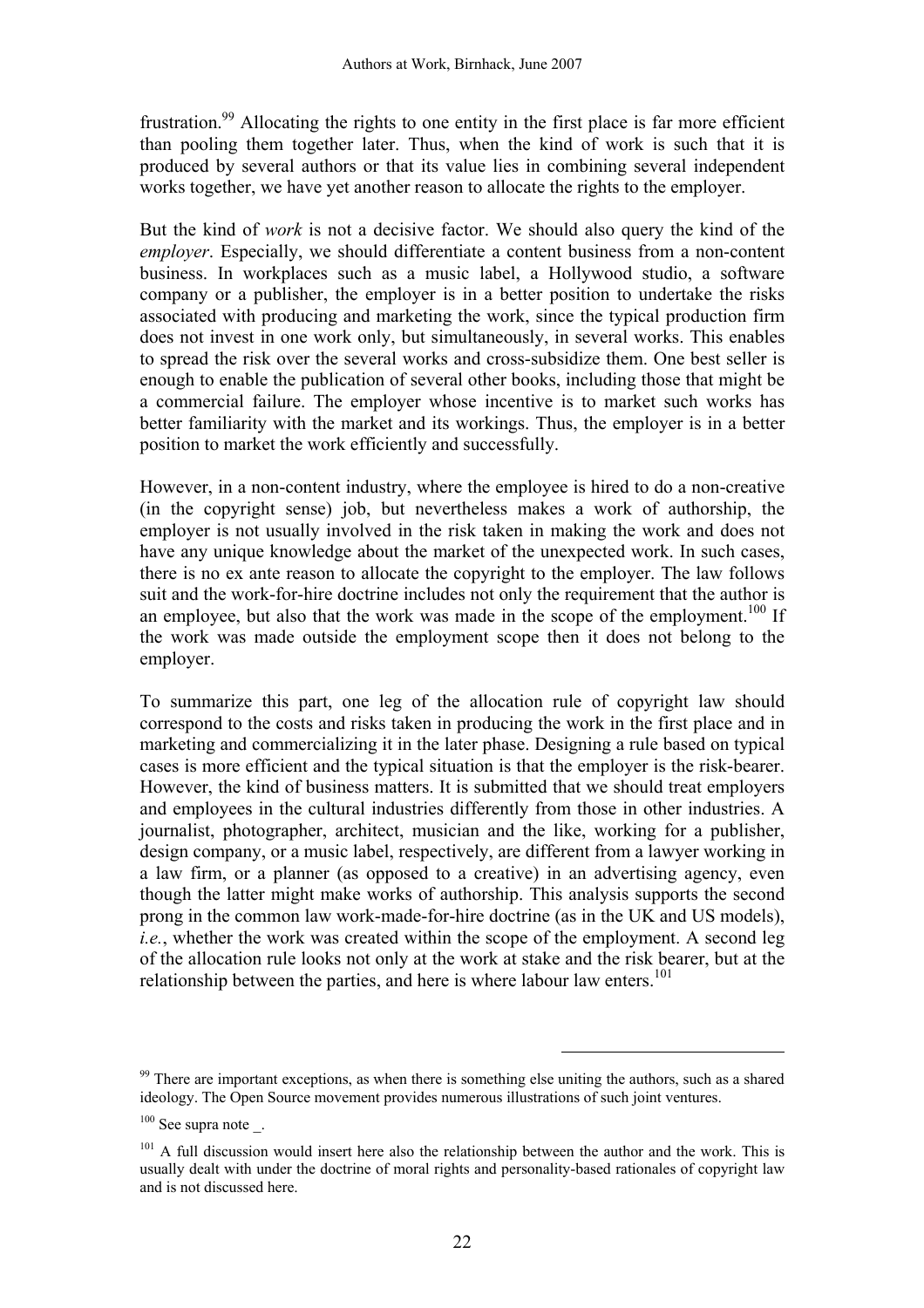frustration.[99] Allocating the rights to one entity in the first place is far more efficient than pooling them together later. Thus, when the kind of work is such that it is produced by several authors or that its value lies in combining several independent works together, we have yet another reason to allocate the rights to the employer.

But the kind of *work* is not a decisive factor. We should also query the kind of the *employer*. Especially, we should differentiate a content business from a non-content business. In workplaces such as a music label, a Hollywood studio, a software company or a publisher, the employer is in a better position to undertake the risks associated with producing and marketing the work, since the typical production firm does not invest in one work only, but simultaneously, in several works. This enables to spread the risk over the several works and cross-subsidize them. One best seller is enough to enable the publication of several other books, including those that might be a commercial failure. The employer whose incentive is to market such works has better familiarity with the market and its workings. Thus, the employer is in a better position to market the work efficiently and successfully.

However, in a non-content industry, where the employee is hired to do a non-creative (in the copyright sense) job, but nevertheless makes a work of authorship, the employer is not usually involved in the risk taken in making the work and does not have any unique knowledge about the market of the unexpected work. In such cases, there is no ex ante reason to allocate the copyright to the employer. The law follows suit and the work-for-hire doctrine includes not only the requirement that the author is an employee, but also that the work was made in the scope of the employment.[100] If the work was made outside the employment scope then it does not belong to the employer.

To summarize this part, one leg of the allocation rule of copyright law should correspond to the costs and risks taken in producing the work in the first place and in marketing and commercializing it in the later phase. Designing a rule based on typical cases is more efficient and the typical situation is that the employer is the risk-bearer. However, the kind of business matters. It is submitted that we should treat employers and employees in the cultural industries differently from those in other industries. A journalist, photographer, architect, musician and the like, working for a publisher, design company, or a music label, respectively, are different from a lawyer working in a law firm, or a planner (as opposed to a creative) in an advertising agency, even though the latter might make works of authorship. This analysis supports the second prong in the common law work-made-for-hire doctrine (as in the UK and US models), *i.e.*, whether the work was created within the scope of the employment. A second leg of the allocation rule looks not only at the work at stake and the risk bearer, but at the relationship between the parties, and here is where labour law enters.[101]

---

[99] There are important exceptions, as when there is something else uniting the authors, such as a shared ideology. The Open Source movement provides numerous illustrations of such joint ventures.

[100] See supra note _.

[101] A full discussion would insert here also the relationship between the author and the work. This is usually dealt with under the doctrine of moral rights and personality-based rationales of copyright law and is not discussed here.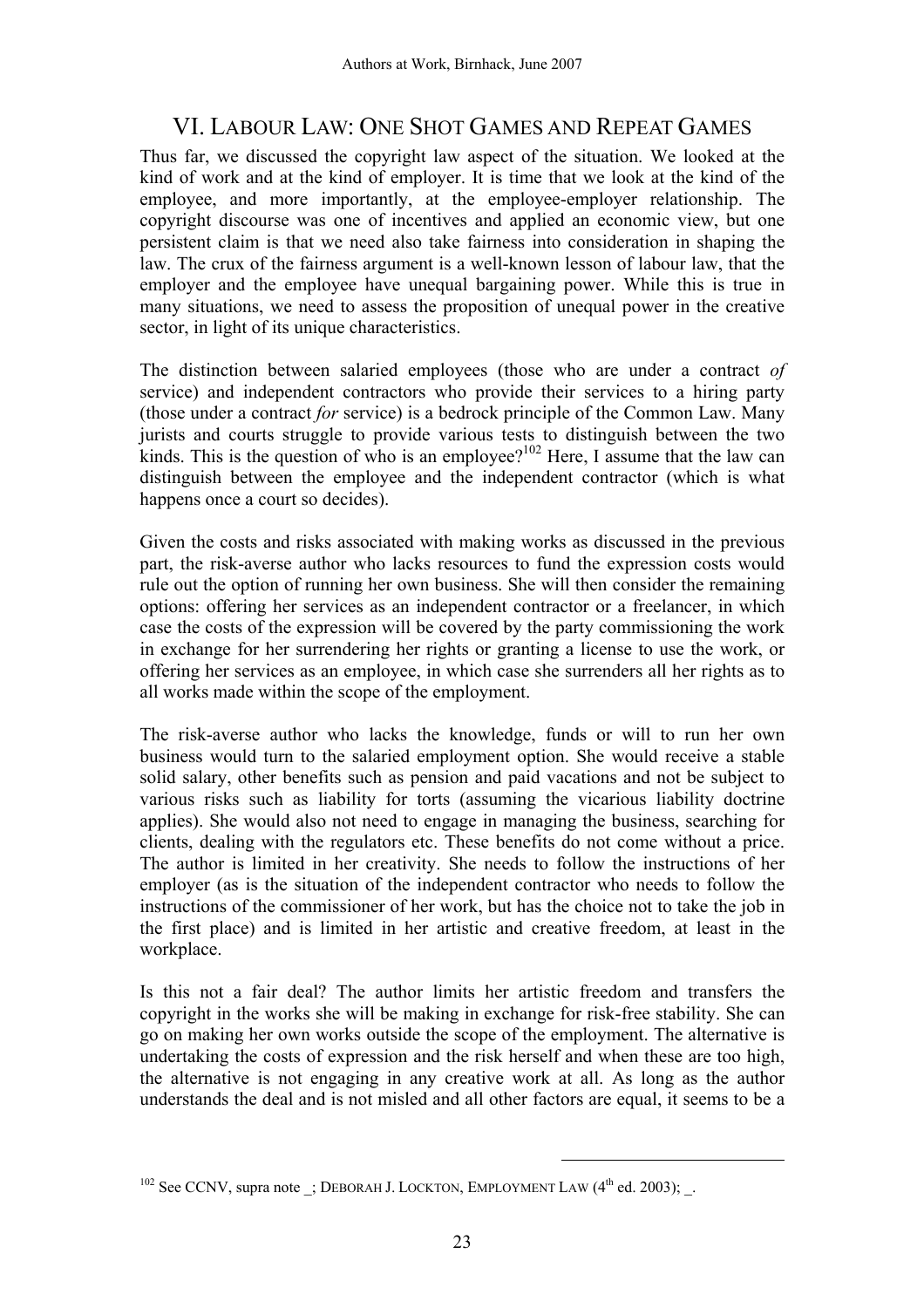## VI. LABOUR LAW: ONE SHOT GAMES AND REPEAT GAMES

Thus far, we discussed the copyright law aspect of the situation. We looked at the kind of work and at the kind of employer. It is time that we look at the kind of the employee, and more importantly, at the employee-employer relationship. The copyright discourse was one of incentives and applied an economic view, but one persistent claim is that we need also take fairness into consideration in shaping the law. The crux of the fairness argument is a well-known lesson of labour law, that the employer and the employee have unequal bargaining power. While this is true in many situations, we need to assess the proposition of unequal power in the creative sector, in light of its unique characteristics.

The distinction between salaried employees (those who are under a contract *of* service) and independent contractors who provide their services to a hiring party (those under a contract *for* service) is a bedrock principle of the Common Law. Many jurists and courts struggle to provide various tests to distinguish between the two kinds. This is the question of who is an employee?[102] Here, I assume that the law can distinguish between the employee and the independent contractor (which is what happens once a court so decides).

Given the costs and risks associated with making works as discussed in the previous part, the risk-averse author who lacks resources to fund the expression costs would rule out the option of running her own business. She will then consider the remaining options: offering her services as an independent contractor or a freelancer, in which case the costs of the expression will be covered by the party commissioning the work in exchange for her surrendering her rights or granting a license to use the work, or offering her services as an employee, in which case she surrenders all her rights as to all works made within the scope of the employment.

The risk-averse author who lacks the knowledge, funds or will to run her own business would turn to the salaried employment option. She would receive a stable solid salary, other benefits such as pension and paid vacations and not be subject to various risks such as liability for torts (assuming the vicarious liability doctrine applies). She would also not need to engage in managing the business, searching for clients, dealing with the regulators etc. These benefits do not come without a price. The author is limited in her creativity. She needs to follow the instructions of her employer (as is the situation of the independent contractor who needs to follow the instructions of the commissioner of her work, but has the choice not to take the job in the first place) and is limited in her artistic and creative freedom, at least in the workplace.

Is this not a fair deal? The author limits her artistic freedom and transfers the copyright in the works she will be making in exchange for risk-free stability. She can go on making her own works outside the scope of the employment. The alternative is undertaking the costs of expression and the risk herself and when these are too high, the alternative is not engaging in any creative work at all. As long as the author understands the deal and is not misled and all other factors are equal, it seems to be a

---

[102] See CCNV, supra note _; DEBORAH J. LOCKTON, EMPLOYMENT LAW (4th ed. 2003); _.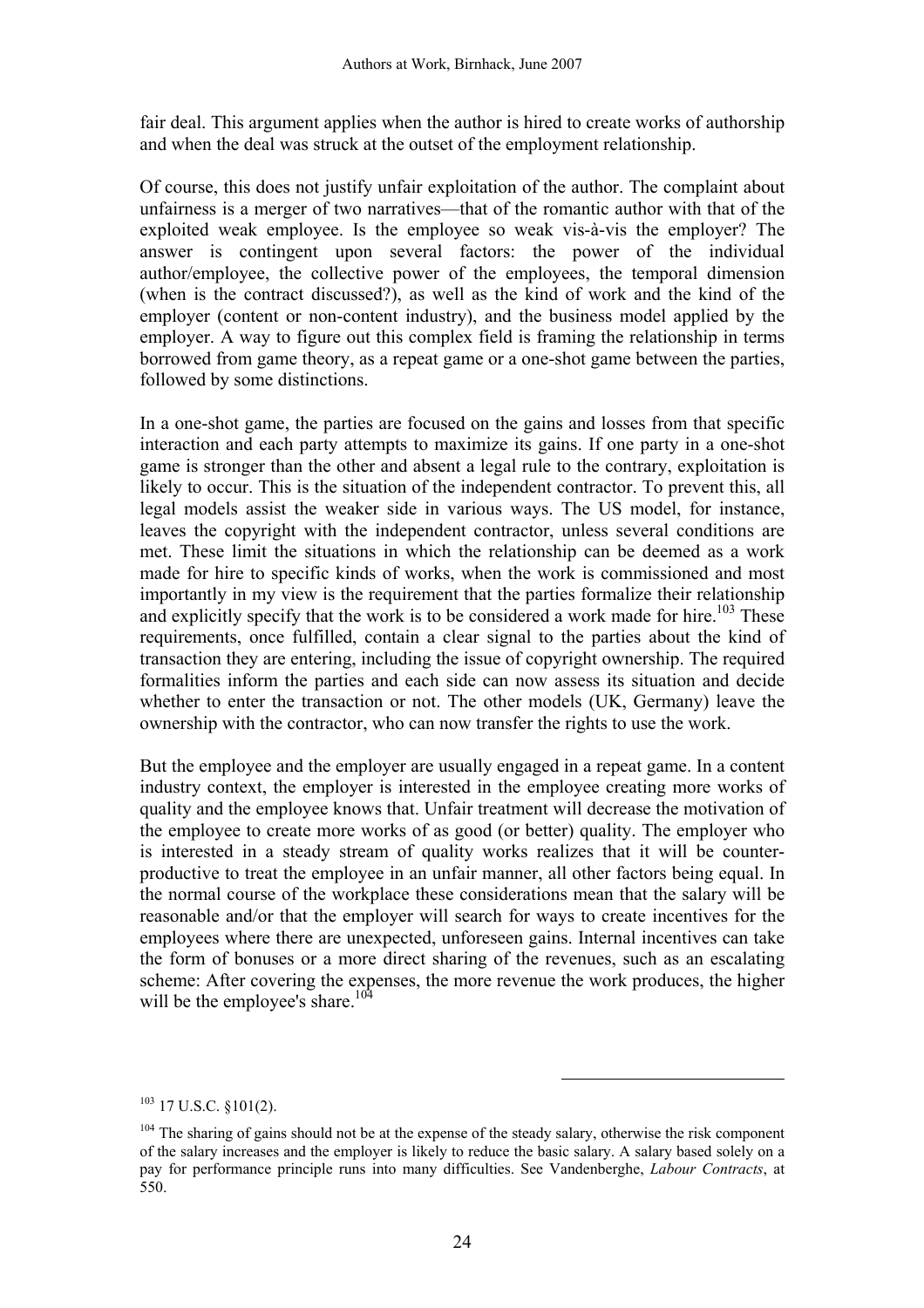fair deal. This argument applies when the author is hired to create works of authorship and when the deal was struck at the outset of the employment relationship.

Of course, this does not justify unfair exploitation of the author. The complaint about unfairness is a merger of two narratives—that of the romantic author with that of the exploited weak employee. Is the employee so weak vis-à-vis the employer? The answer is contingent upon several factors: the power of the individual author/employee, the collective power of the employees, the temporal dimension (when is the contract discussed?), as well as the kind of work and the kind of the employer (content or non-content industry), and the business model applied by the employer. A way to figure out this complex field is framing the relationship in terms borrowed from game theory, as a repeat game or a one-shot game between the parties, followed by some distinctions.

In a one-shot game, the parties are focused on the gains and losses from that specific interaction and each party attempts to maximize its gains. If one party in a one-shot game is stronger than the other and absent a legal rule to the contrary, exploitation is likely to occur. This is the situation of the independent contractor. To prevent this, all legal models assist the weaker side in various ways. The US model, for instance, leaves the copyright with the independent contractor, unless several conditions are met. These limit the situations in which the relationship can be deemed as a work made for hire to specific kinds of works, when the work is commissioned and most importantly in my view is the requirement that the parties formalize their relationship and explicitly specify that the work is to be considered a work made for hire.[103] These requirements, once fulfilled, contain a clear signal to the parties about the kind of transaction they are entering, including the issue of copyright ownership. The required formalities inform the parties and each side can now assess its situation and decide whether to enter the transaction or not. The other models (UK, Germany) leave the ownership with the contractor, who can now transfer the rights to use the work.

But the employee and the employer are usually engaged in a repeat game. In a content industry context, the employer is interested in the employee creating more works of quality and the employee knows that. Unfair treatment will decrease the motivation of the employee to create more works of as good (or better) quality. The employer who is interested in a steady stream of quality works realizes that it will be counter-productive to treat the employee in an unfair manner, all other factors being equal. In the normal course of the workplace these considerations mean that the salary will be reasonable and/or that the employer will search for ways to create incentives for the employees where there are unexpected, unforeseen gains. Internal incentives can take the form of bonuses or a more direct sharing of the revenues, such as an escalating scheme: After covering the expenses, the more revenue the work produces, the higher will be the employee's share.[104]

---

[103] 17 U.S.C. §101(2).

[104] The sharing of gains should not be at the expense of the steady salary, otherwise the risk component of the salary increases and the employer is likely to reduce the basic salary. A salary based solely on a pay for performance principle runs into many difficulties. See Vandenberghe, *Labour Contracts*, at 550.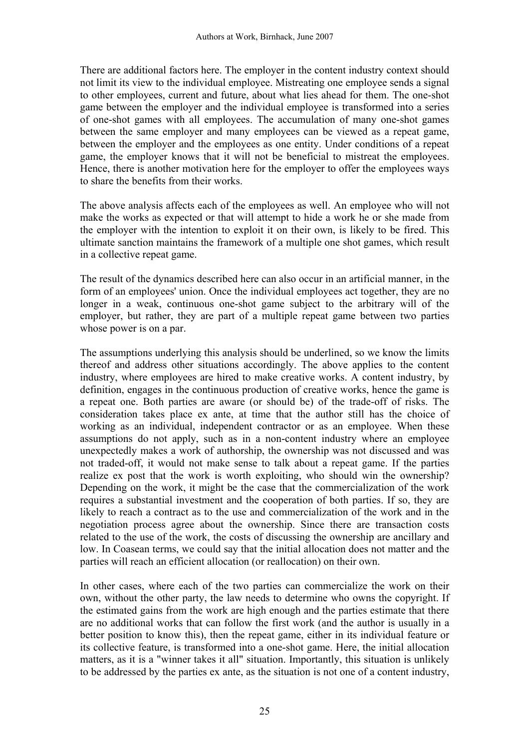There are additional factors here. The employer in the content industry context should not limit its view to the individual employee. Mistreating one employee sends a signal to other employees, current and future, about what lies ahead for them. The one-shot game between the employer and the individual employee is transformed into a series of one-shot games with all employees. The accumulation of many one-shot games between the same employer and many employees can be viewed as a repeat game, between the employer and the employees as one entity. Under conditions of a repeat game, the employer knows that it will not be beneficial to mistreat the employees. Hence, there is another motivation here for the employer to offer the employees ways to share the benefits from their works.

The above analysis affects each of the employees as well. An employee who will not make the works as expected or that will attempt to hide a work he or she made from the employer with the intention to exploit it on their own, is likely to be fired. This ultimate sanction maintains the framework of a multiple one shot games, which result in a collective repeat game.

The result of the dynamics described here can also occur in an artificial manner, in the form of an employees' union. Once the individual employees act together, they are no longer in a weak, continuous one-shot game subject to the arbitrary will of the employer, but rather, they are part of a multiple repeat game between two parties whose power is on a par.

The assumptions underlying this analysis should be underlined, so we know the limits thereof and address other situations accordingly. The above applies to the content industry, where employees are hired to make creative works. A content industry, by definition, engages in the continuous production of creative works, hence the game is a repeat one. Both parties are aware (or should be) of the trade-off of risks. The consideration takes place ex ante, at time that the author still has the choice of working as an individual, independent contractor or as an employee. When these assumptions do not apply, such as in a non-content industry where an employee unexpectedly makes a work of authorship, the ownership was not discussed and was not traded-off, it would not make sense to talk about a repeat game. If the parties realize ex post that the work is worth exploiting, who should win the ownership? Depending on the work, it might be the case that the commercialization of the work requires a substantial investment and the cooperation of both parties. If so, they are likely to reach a contract as to the use and commercialization of the work and in the negotiation process agree about the ownership. Since there are transaction costs related to the use of the work, the costs of discussing the ownership are ancillary and low. In Coasean terms, we could say that the initial allocation does not matter and the parties will reach an efficient allocation (or reallocation) on their own.

In other cases, where each of the two parties can commercialize the work on their own, without the other party, the law needs to determine who owns the copyright. If the estimated gains from the work are high enough and the parties estimate that there are no additional works that can follow the first work (and the author is usually in a better position to know this), then the repeat game, either in its individual feature or its collective feature, is transformed into a one-shot game. Here, the initial allocation matters, as it is a "winner takes it all" situation. Importantly, this situation is unlikely to be addressed by the parties ex ante, as the situation is not one of a content industry,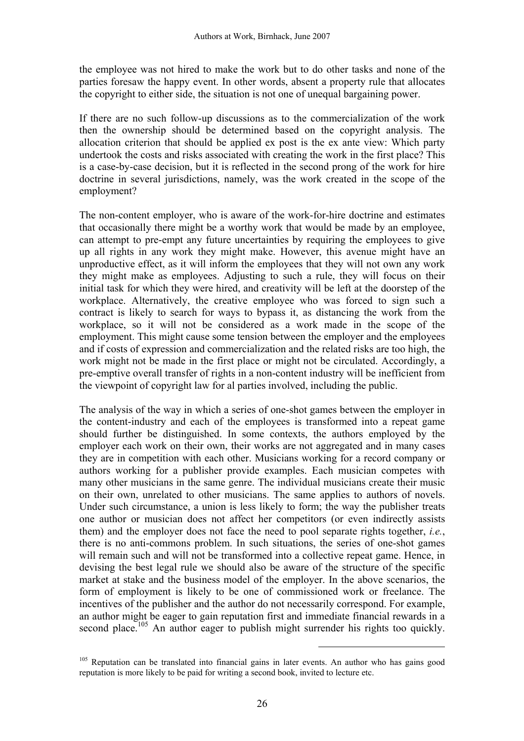the employee was not hired to make the work but to do other tasks and none of the parties foresaw the happy event. In other words, absent a property rule that allocates the copyright to either side, the situation is not one of unequal bargaining power.

If there are no such follow-up discussions as to the commercialization of the work then the ownership should be determined based on the copyright analysis. The allocation criterion that should be applied ex post is the ex ante view: Which party undertook the costs and risks associated with creating the work in the first place? This is a case-by-case decision, but it is reflected in the second prong of the work for hire doctrine in several jurisdictions, namely, was the work created in the scope of the employment?

The non-content employer, who is aware of the work-for-hire doctrine and estimates that occasionally there might be a worthy work that would be made by an employee, can attempt to pre-empt any future uncertainties by requiring the employees to give up all rights in any work they might make. However, this avenue might have an unproductive effect, as it will inform the employees that they will not own any work they might make as employees. Adjusting to such a rule, they will focus on their initial task for which they were hired, and creativity will be left at the doorstep of the workplace. Alternatively, the creative employee who was forced to sign such a contract is likely to search for ways to bypass it, as distancing the work from the workplace, so it will not be considered as a work made in the scope of the employment. This might cause some tension between the employer and the employees and if costs of expression and commercialization and the related risks are too high, the work might not be made in the first place or might not be circulated. Accordingly, a pre-emptive overall transfer of rights in a non-content industry will be inefficient from the viewpoint of copyright law for al parties involved, including the public.

The analysis of the way in which a series of one-shot games between the employer in the content-industry and each of the employees is transformed into a repeat game should further be distinguished. In some contexts, the authors employed by the employer each work on their own, their works are not aggregated and in many cases they are in competition with each other. Musicians working for a record company or authors working for a publisher provide examples. Each musician competes with many other musicians in the same genre. The individual musicians create their music on their own, unrelated to other musicians. The same applies to authors of novels. Under such circumstance, a union is less likely to form; the way the publisher treats one author or musician does not affect her competitors (or even indirectly assists them) and the employer does not face the need to pool separate rights together, *i.e.*, there is no anti-commons problem. In such situations, the series of one-shot games will remain such and will not be transformed into a collective repeat game. Hence, in devising the best legal rule we should also be aware of the structure of the specific market at stake and the business model of the employer. In the above scenarios, the form of employment is likely to be one of commissioned work or freelance. The incentives of the publisher and the author do not necessarily correspond. For example, an author might be eager to gain reputation first and immediate financial rewards in a second place.[105] An author eager to publish might surrender his rights too quickly.

---

[105] Reputation can be translated into financial gains in later events. An author who has gains good reputation is more likely to be paid for writing a second book, invited to lecture etc.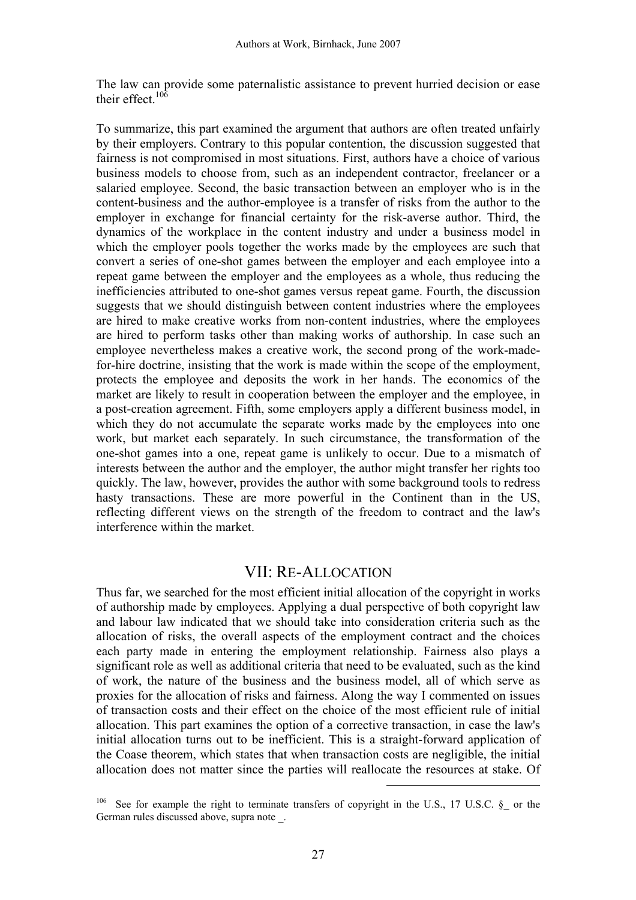The law can provide some paternalistic assistance to prevent hurried decision or ease their effect.[106]

To summarize, this part examined the argument that authors are often treated unfairly by their employers. Contrary to this popular contention, the discussion suggested that fairness is not compromised in most situations. First, authors have a choice of various business models to choose from, such as an independent contractor, freelancer or a salaried employee. Second, the basic transaction between an employer who is in the content-business and the author-employee is a transfer of risks from the author to the employer in exchange for financial certainty for the risk-averse author. Third, the dynamics of the workplace in the content industry and under a business model in which the employer pools together the works made by the employees are such that convert a series of one-shot games between the employer and each employee into a repeat game between the employer and the employees as a whole, thus reducing the inefficiencies attributed to one-shot games versus repeat game. Fourth, the discussion suggests that we should distinguish between content industries where the employees are hired to make creative works from non-content industries, where the employees are hired to perform tasks other than making works of authorship. In case such an employee nevertheless makes a creative work, the second prong of the work-made-for-hire doctrine, insisting that the work is made within the scope of the employment, protects the employee and deposits the work in her hands. The economics of the market are likely to result in cooperation between the employer and the employee, in a post-creation agreement. Fifth, some employers apply a different business model, in which they do not accumulate the separate works made by the employees into one work, but market each separately. In such circumstance, the transformation of the one-shot games into a one, repeat game is unlikely to occur. Due to a mismatch of interests between the author and the employer, the author might transfer her rights too quickly. The law, however, provides the author with some background tools to redress hasty transactions. These are more powerful in the Continent than in the US, reflecting different views on the strength of the freedom to contract and the law's interference within the market.

## VII: Re-Allocation

Thus far, we searched for the most efficient initial allocation of the copyright in works of authorship made by employees. Applying a dual perspective of both copyright law and labour law indicated that we should take into consideration criteria such as the allocation of risks, the overall aspects of the employment contract and the choices each party made in entering the employment relationship. Fairness also plays a significant role as well as additional criteria that need to be evaluated, such as the kind of work, the nature of the business and the business model, all of which serve as proxies for the allocation of risks and fairness. Along the way I commented on issues of transaction costs and their effect on the choice of the most efficient rule of initial allocation. This part examines the option of a corrective transaction, in case the law's initial allocation turns out to be inefficient. This is a straight-forward application of the Coase theorem, which states that when transaction costs are negligible, the initial allocation does not matter since the parties will reallocate the resources at stake. Of

---

[106] See for example the right to terminate transfers of copyright in the U.S., 17 U.S.C. §_ or the German rules discussed above, supra note _.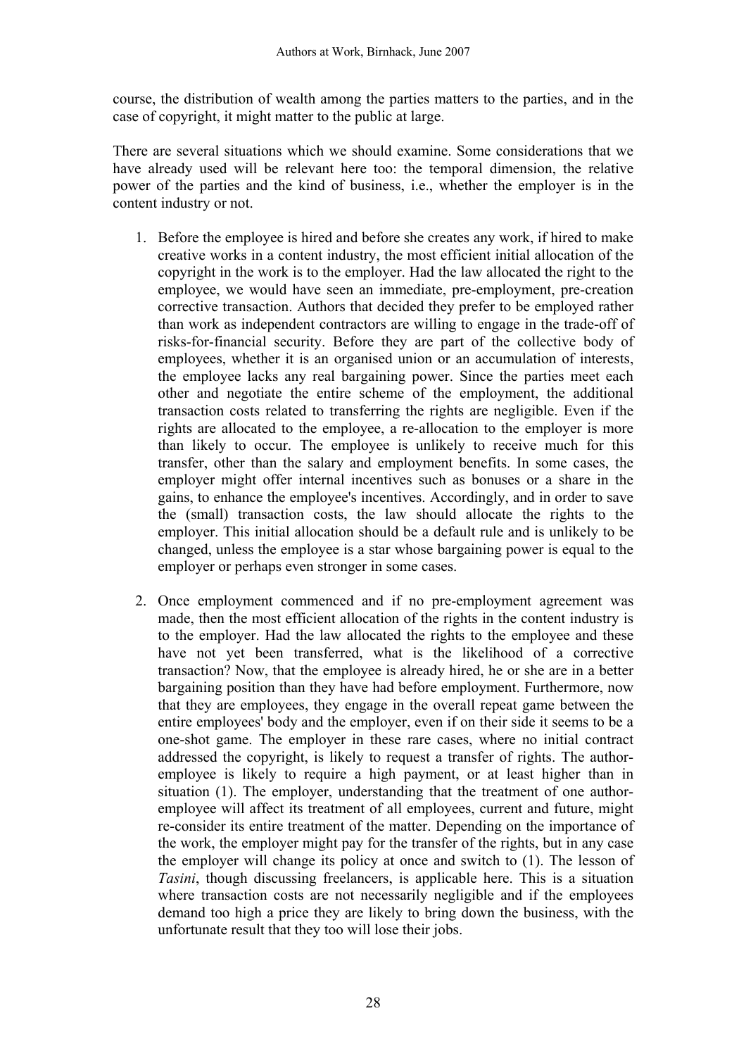course, the distribution of wealth among the parties matters to the parties, and in the case of copyright, it might matter to the public at large.

There are several situations which we should examine. Some considerations that we have already used will be relevant here too: the temporal dimension, the relative power of the parties and the kind of business, i.e., whether the employer is in the content industry or not.

1. Before the employee is hired and before she creates any work, if hired to make creative works in a content industry, the most efficient initial allocation of the copyright in the work is to the employer. Had the law allocated the right to the employee, we would have seen an immediate, pre-employment, pre-creation corrective transaction. Authors that decided they prefer to be employed rather than work as independent contractors are willing to engage in the trade-off of risks-for-financial security. Before they are part of the collective body of employees, whether it is an organised union or an accumulation of interests, the employee lacks any real bargaining power. Since the parties meet each other and negotiate the entire scheme of the employment, the additional transaction costs related to transferring the rights are negligible. Even if the rights are allocated to the employee, a re-allocation to the employer is more than likely to occur. The employee is unlikely to receive much for this transfer, other than the salary and employment benefits. In some cases, the employer might offer internal incentives such as bonuses or a share in the gains, to enhance the employee's incentives. Accordingly, and in order to save the (small) transaction costs, the law should allocate the rights to the employer. This initial allocation should be a default rule and is unlikely to be changed, unless the employee is a star whose bargaining power is equal to the employer or perhaps even stronger in some cases.

2. Once employment commenced and if no pre-employment agreement was made, then the most efficient allocation of the rights in the content industry is to the employer. Had the law allocated the rights to the employee and these have not yet been transferred, what is the likelihood of a corrective transaction? Now, that the employee is already hired, he or she are in a better bargaining position than they have had before employment. Furthermore, now that they are employees, they engage in the overall repeat game between the entire employees' body and the employer, even if on their side it seems to be a one-shot game. The employer in these rare cases, where no initial contract addressed the copyright, is likely to request a transfer of rights. The author-employee is likely to require a high payment, or at least higher than in situation (1). The employer, understanding that the treatment of one author-employee will affect its treatment of all employees, current and future, might re-consider its entire treatment of the matter. Depending on the importance of the work, the employer might pay for the transfer of the rights, but in any case the employer will change its policy at once and switch to (1). The lesson of *Tasini*, though discussing freelancers, is applicable here. This is a situation where transaction costs are not necessarily negligible and if the employees demand too high a price they are likely to bring down the business, with the unfortunate result that they too will lose their jobs.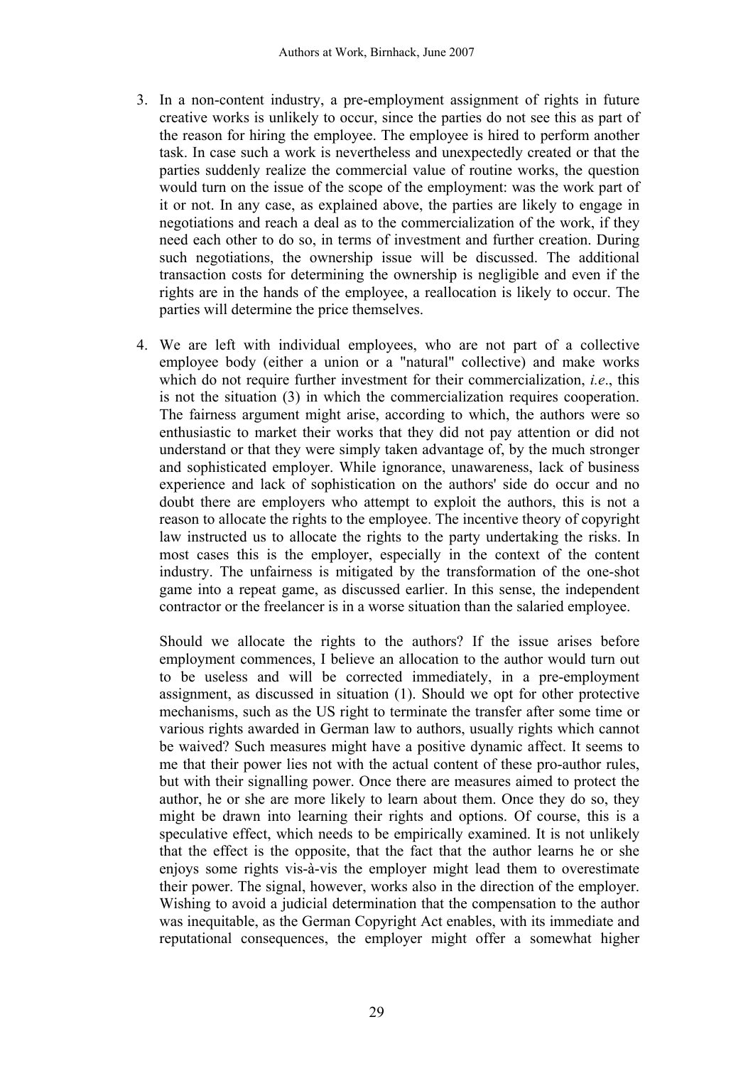3. In a non-content industry, a pre-employment assignment of rights in future creative works is unlikely to occur, since the parties do not see this as part of the reason for hiring the employee. The employee is hired to perform another task. In case such a work is nevertheless and unexpectedly created or that the parties suddenly realize the commercial value of routine works, the question would turn on the issue of the scope of the employment: was the work part of it or not. In any case, as explained above, the parties are likely to engage in negotiations and reach a deal as to the commercialization of the work, if they need each other to do so, in terms of investment and further creation. During such negotiations, the ownership issue will be discussed. The additional transaction costs for determining the ownership is negligible and even if the rights are in the hands of the employee, a reallocation is likely to occur. The parties will determine the price themselves.

4. We are left with individual employees, who are not part of a collective employee body (either a union or a "natural" collective) and make works which do not require further investment for their commercialization, *i.e*., this is not the situation (3) in which the commercialization requires cooperation. The fairness argument might arise, according to which, the authors were so enthusiastic to market their works that they did not pay attention or did not understand or that they were simply taken advantage of, by the much stronger and sophisticated employer. While ignorance, unawareness, lack of business experience and lack of sophistication on the authors' side do occur and no doubt there are employers who attempt to exploit the authors, this is not a reason to allocate the rights to the employee. The incentive theory of copyright law instructed us to allocate the rights to the party undertaking the risks. In most cases this is the employer, especially in the context of the content industry. The unfairness is mitigated by the transformation of the one-shot game into a repeat game, as discussed earlier. In this sense, the independent contractor or the freelancer is in a worse situation than the salaried employee.

   Should we allocate the rights to the authors? If the issue arises before employment commences, I believe an allocation to the author would turn out to be useless and will be corrected immediately, in a pre-employment assignment, as discussed in situation (1). Should we opt for other protective mechanisms, such as the US right to terminate the transfer after some time or various rights awarded in German law to authors, usually rights which cannot be waived? Such measures might have a positive dynamic affect. It seems to me that their power lies not with the actual content of these pro-author rules, but with their signalling power. Once there are measures aimed to protect the author, he or she are more likely to learn about them. Once they do so, they might be drawn into learning their rights and options. Of course, this is a speculative effect, which needs to be empirically examined. It is not unlikely that the effect is the opposite, that the fact that the author learns he or she enjoys some rights vis-à-vis the employer might lead them to overestimate their power. The signal, however, works also in the direction of the employer. Wishing to avoid a judicial determination that the compensation to the author was inequitable, as the German Copyright Act enables, with its immediate and reputational consequences, the employer might offer a somewhat higher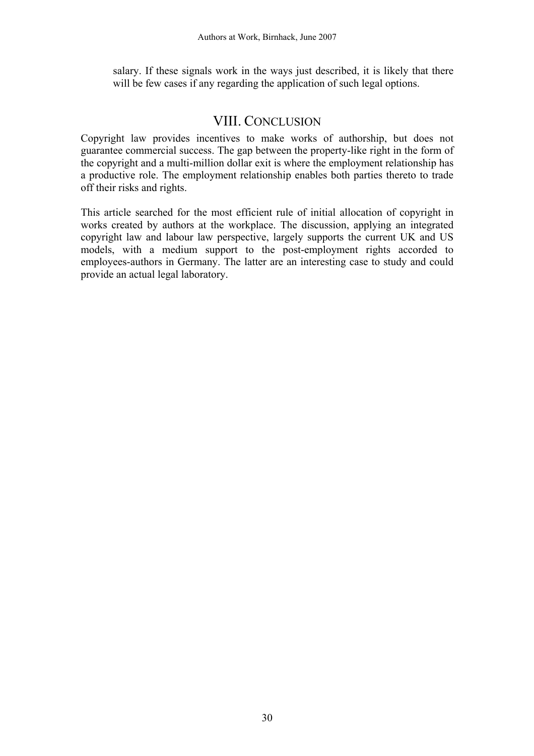salary. If these signals work in the ways just described, it is likely that there will be few cases if any regarding the application of such legal options.

## VIII. CONCLUSION

Copyright law provides incentives to make works of authorship, but does not guarantee commercial success. The gap between the property-like right in the form of the copyright and a multi-million dollar exit is where the employment relationship has a productive role. The employment relationship enables both parties thereto to trade off their risks and rights.

This article searched for the most efficient rule of initial allocation of copyright in works created by authors at the workplace. The discussion, applying an integrated copyright law and labour law perspective, largely supports the current UK and US models, with a medium support to the post-employment rights accorded to employees-authors in Germany. The latter are an interesting case to study and could provide an actual legal laboratory.